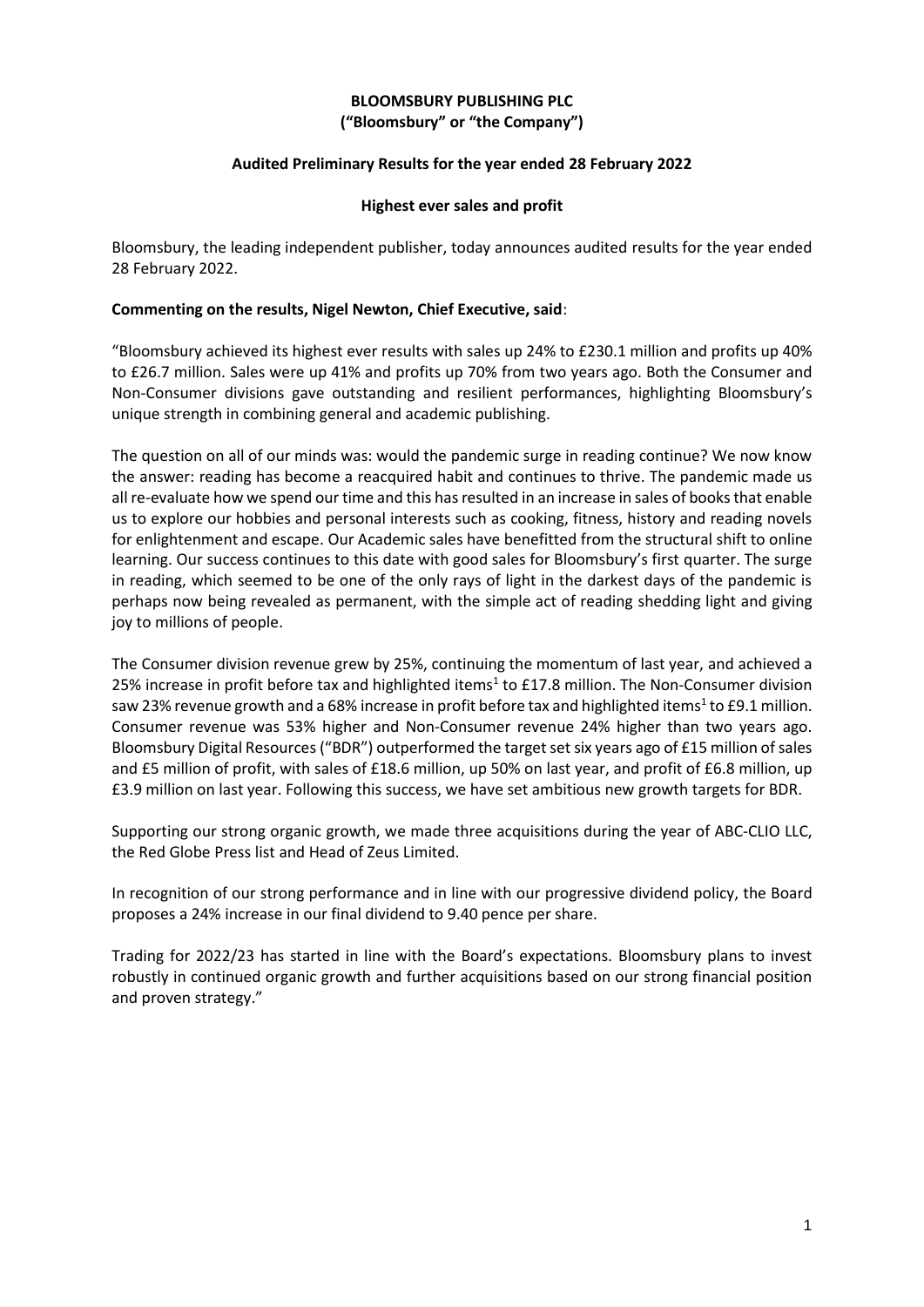**BLOOMSBURY PUBLISHING PLC**
**("Bloomsbury" or "the Company")**

**Audited Preliminary Results for the year ended 28 February 2022**

**Highest ever sales and profit**

Bloomsbury, the leading independent publisher, today announces audited results for the year ended 28 February 2022.

**Commenting on the results, Nigel Newton, Chief Executive, said**:

"Bloomsbury achieved its highest ever results with sales up 24% to £230.1 million and profits up 40% to £26.7 million. Sales were up 41% and profits up 70% from two years ago. Both the Consumer and Non-Consumer divisions gave outstanding and resilient performances, highlighting Bloomsbury's unique strength in combining general and academic publishing.

The question on all of our minds was: would the pandemic surge in reading continue? We now know the answer: reading has become a reacquired habit and continues to thrive. The pandemic made us all re-evaluate how we spend our time and this has resulted in an increase in sales of books that enable us to explore our hobbies and personal interests such as cooking, fitness, history and reading novels for enlightenment and escape. Our Academic sales have benefitted from the structural shift to online learning. Our success continues to this date with good sales for Bloomsbury's first quarter. The surge in reading, which seemed to be one of the only rays of light in the darkest days of the pandemic is perhaps now being revealed as permanent, with the simple act of reading shedding light and giving joy to millions of people.

The Consumer division revenue grew by 25%, continuing the momentum of last year, and achieved a 25% increase in profit before tax and highlighted items[1] to £17.8 million. The Non-Consumer division saw 23% revenue growth and a 68% increase in profit before tax and highlighted items[1] to £9.1 million. Consumer revenue was 53% higher and Non-Consumer revenue 24% higher than two years ago. Bloomsbury Digital Resources ("BDR") outperformed the target set six years ago of £15 million of sales and £5 million of profit, with sales of £18.6 million, up 50% on last year, and profit of £6.8 million, up £3.9 million on last year. Following this success, we have set ambitious new growth targets for BDR.

Supporting our strong organic growth, we made three acquisitions during the year of ABC-CLIO LLC, the Red Globe Press list and Head of Zeus Limited.

In recognition of our strong performance and in line with our progressive dividend policy, the Board proposes a 24% increase in our final dividend to 9.40 pence per share.

Trading for 2022/23 has started in line with the Board's expectations. Bloomsbury plans to invest robustly in continued organic growth and further acquisitions based on our strong financial position and proven strategy."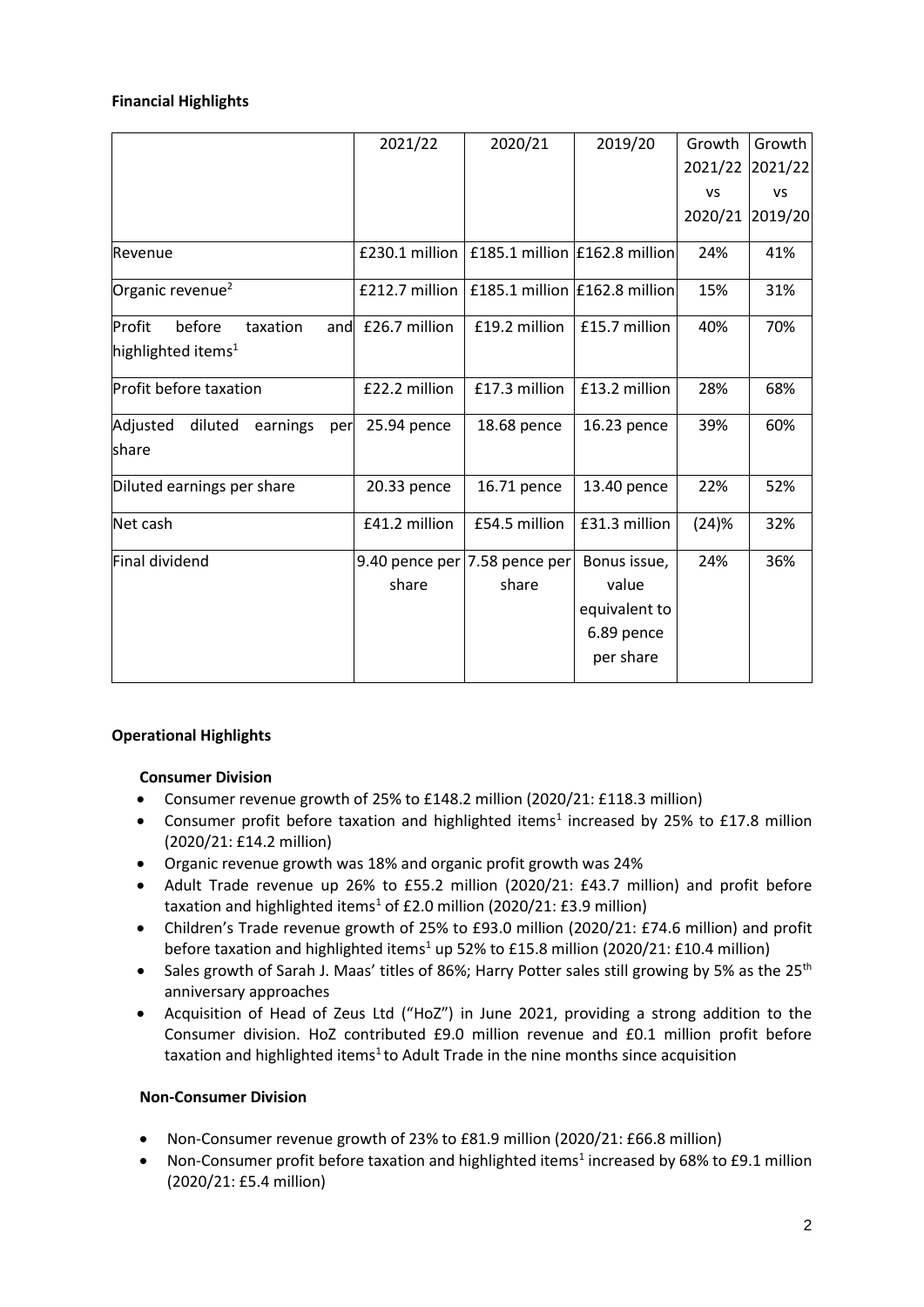**Financial Highlights**

| | 2021/22 | 2020/21 | 2019/20 | Growth 2021/22 vs 2020/21 | Growth 2021/22 vs 2019/20 |
|---|---|---|---|---|---|
| Revenue | £230.1 million | £185.1 million | £162.8 million | 24% | 41% |
| Organic revenue[2] | £212.7 million | £185.1 million | £162.8 million | 15% | 31% |
| Profit before taxation and highlighted items[1] | £26.7 million | £19.2 million | £15.7 million | 40% | 70% |
| Profit before taxation | £22.2 million | £17.3 million | £13.2 million | 28% | 68% |
| Adjusted diluted earnings per share | 25.94 pence | 18.68 pence | 16.23 pence | 39% | 60% |
| Diluted earnings per share | 20.33 pence | 16.71 pence | 13.40 pence | 22% | 52% |
| Net cash | £41.2 million | £54.5 million | £31.3 million | (24)% | 32% |
| Final dividend | 9.40 pence per share | 7.58 pence per share | Bonus issue, value equivalent to 6.89 pence per share | 24% | 36% |

**Operational Highlights**

**Consumer Division**

- Consumer revenue growth of 25% to £148.2 million (2020/21: £118.3 million)
- Consumer profit before taxation and highlighted items[1] increased by 25% to £17.8 million (2020/21: £14.2 million)
- Organic revenue growth was 18% and organic profit growth was 24%
- Adult Trade revenue up 26% to £55.2 million (2020/21: £43.7 million) and profit before taxation and highlighted items[1] of £2.0 million (2020/21: £3.9 million)
- Children's Trade revenue growth of 25% to £93.0 million (2020/21: £74.6 million) and profit before taxation and highlighted items[1] up 52% to £15.8 million (2020/21: £10.4 million)
- Sales growth of Sarah J. Maas' titles of 86%; Harry Potter sales still growing by 5% as the 25th anniversary approaches
- Acquisition of Head of Zeus Ltd ("HoZ") in June 2021, providing a strong addition to the Consumer division. HoZ contributed £9.0 million revenue and £0.1 million profit before taxation and highlighted items[1] to Adult Trade in the nine months since acquisition

**Non-Consumer Division**

- Non-Consumer revenue growth of 23% to £81.9 million (2020/21: £66.8 million)
- Non-Consumer profit before taxation and highlighted items[1] increased by 68% to £9.1 million (2020/21: £5.4 million)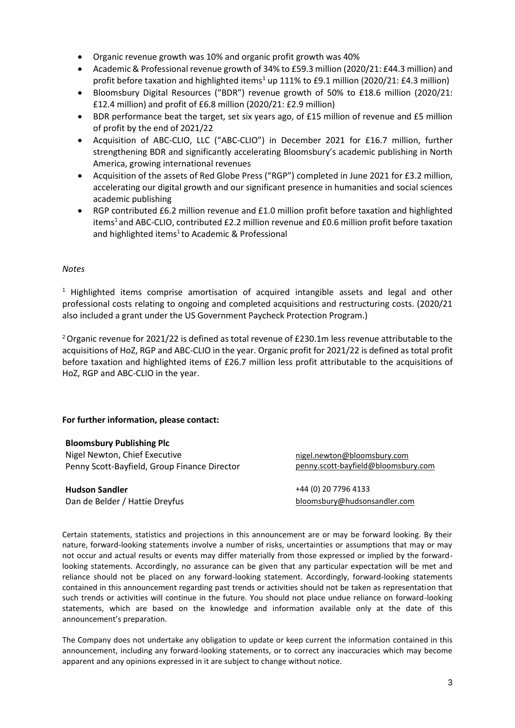- Organic revenue growth was 10% and organic profit growth was 40%
- Academic & Professional revenue growth of 34% to £59.3 million (2020/21: £44.3 million) and profit before taxation and highlighted items[1] up 111% to £9.1 million (2020/21: £4.3 million)
- Bloomsbury Digital Resources ("BDR") revenue growth of 50% to £18.6 million (2020/21: £12.4 million) and profit of £6.8 million (2020/21: £2.9 million)
- BDR performance beat the target, set six years ago, of £15 million of revenue and £5 million of profit by the end of 2021/22
- Acquisition of ABC-CLIO, LLC ("ABC-CLIO") in December 2021 for £16.7 million, further strengthening BDR and significantly accelerating Bloomsbury's academic publishing in North America, growing international revenues
- Acquisition of the assets of Red Globe Press ("RGP") completed in June 2021 for £3.2 million, accelerating our digital growth and our significant presence in humanities and social sciences academic publishing
- RGP contributed £6.2 million revenue and £1.0 million profit before taxation and highlighted items[1] and ABC-CLIO, contributed £2.2 million revenue and £0.6 million profit before taxation and highlighted items[1] to Academic & Professional

*Notes*

[1] Highlighted items comprise amortisation of acquired intangible assets and legal and other professional costs relating to ongoing and completed acquisitions and restructuring costs. (2020/21 also included a grant under the US Government Paycheck Protection Program.)

[2] Organic revenue for 2021/22 is defined as total revenue of £230.1m less revenue attributable to the acquisitions of HoZ, RGP and ABC-CLIO in the year. Organic profit for 2021/22 is defined as total profit before taxation and highlighted items of £26.7 million less profit attributable to the acquisitions of HoZ, RGP and ABC-CLIO in the year.

**For further information, please contact:**

**Bloomsbury Publishing Plc**
Nigel Newton, Chief Executive — nigel.newton@bloomsbury.com
Penny Scott-Bayfield, Group Finance Director — penny.scott-bayfield@bloomsbury.com

**Hudson Sandler** — +44 (0) 20 7796 4133
Dan de Belder / Hattie Dreyfus — bloomsbury@hudsonsandler.com

Certain statements, statistics and projections in this announcement are or may be forward looking. By their nature, forward-looking statements involve a number of risks, uncertainties or assumptions that may or may not occur and actual results or events may differ materially from those expressed or implied by the forward-looking statements. Accordingly, no assurance can be given that any particular expectation will be met and reliance should not be placed on any forward-looking statement. Accordingly, forward-looking statements contained in this announcement regarding past trends or activities should not be taken as representation that such trends or activities will continue in the future. You should not place undue reliance on forward-looking statements, which are based on the knowledge and information available only at the date of this announcement's preparation.

The Company does not undertake any obligation to update or keep current the information contained in this announcement, including any forward-looking statements, or to correct any inaccuracies which may become apparent and any opinions expressed in it are subject to change without notice.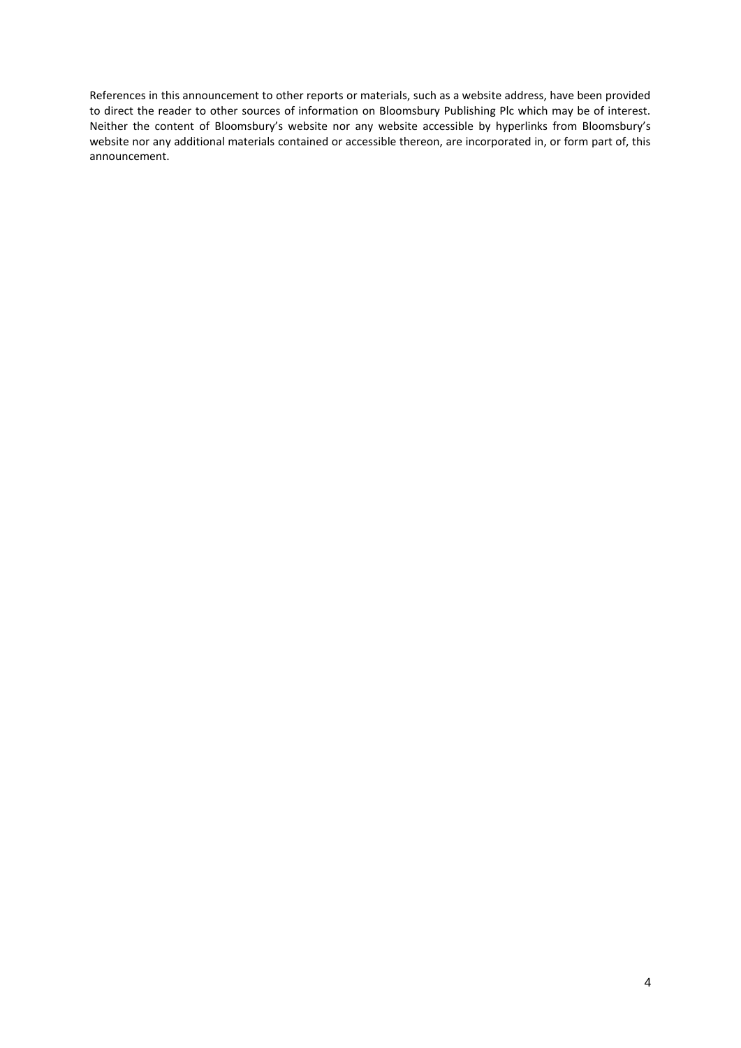References in this announcement to other reports or materials, such as a website address, have been provided to direct the reader to other sources of information on Bloomsbury Publishing Plc which may be of interest. Neither the content of Bloomsbury's website nor any website accessible by hyperlinks from Bloomsbury's website nor any additional materials contained or accessible thereon, are incorporated in, or form part of, this announcement.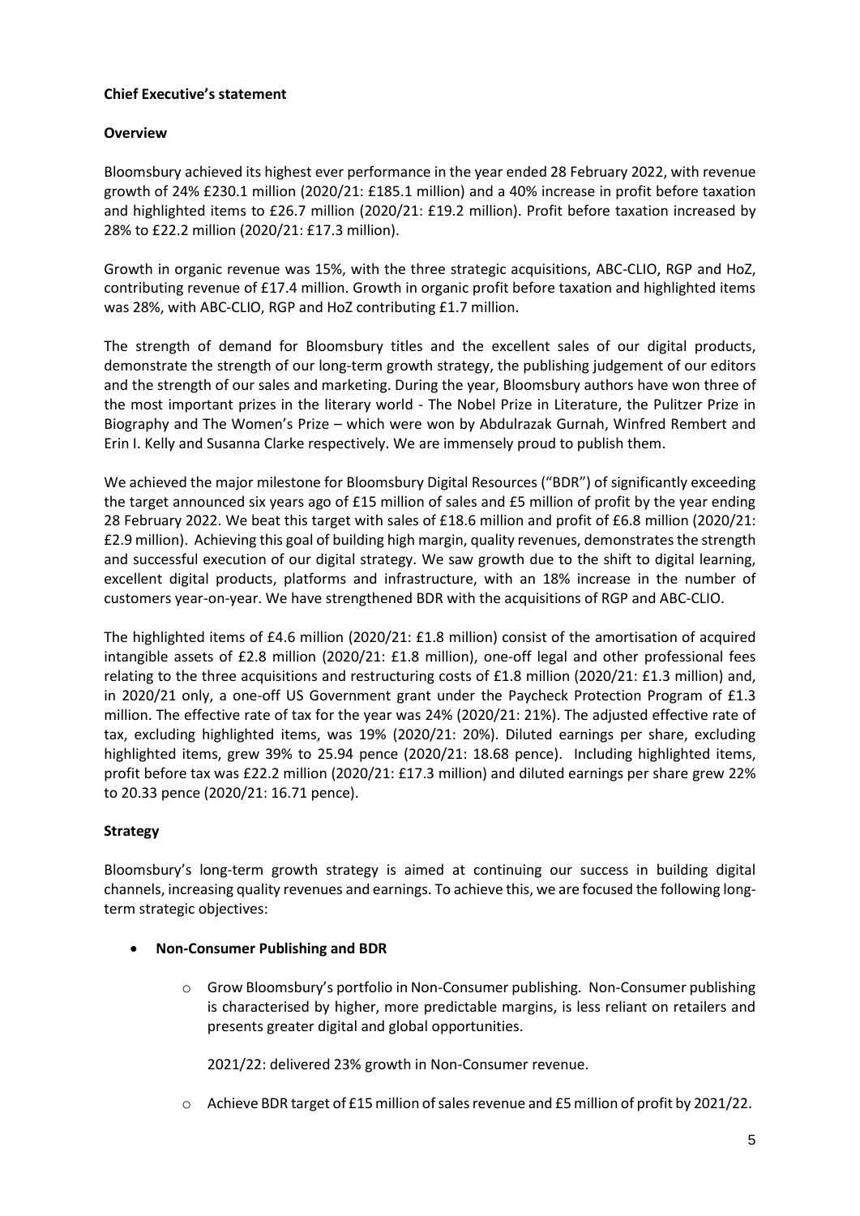**Chief Executive's statement**

**Overview**

Bloomsbury achieved its highest ever performance in the year ended 28 February 2022, with revenue growth of 24% £230.1 million (2020/21: £185.1 million) and a 40% increase in profit before taxation and highlighted items to £26.7 million (2020/21: £19.2 million). Profit before taxation increased by 28% to £22.2 million (2020/21: £17.3 million).

Growth in organic revenue was 15%, with the three strategic acquisitions, ABC-CLIO, RGP and HoZ, contributing revenue of £17.4 million. Growth in organic profit before taxation and highlighted items was 28%, with ABC-CLIO, RGP and HoZ contributing £1.7 million.

The strength of demand for Bloomsbury titles and the excellent sales of our digital products, demonstrate the strength of our long-term growth strategy, the publishing judgement of our editors and the strength of our sales and marketing. During the year, Bloomsbury authors have won three of the most important prizes in the literary world - The Nobel Prize in Literature, the Pulitzer Prize in Biography and The Women's Prize – which were won by Abdulrazak Gurnah, Winfred Rembert and Erin I. Kelly and Susanna Clarke respectively. We are immensely proud to publish them.

We achieved the major milestone for Bloomsbury Digital Resources ("BDR") of significantly exceeding the target announced six years ago of £15 million of sales and £5 million of profit by the year ending 28 February 2022. We beat this target with sales of £18.6 million and profit of £6.8 million (2020/21: £2.9 million). Achieving this goal of building high margin, quality revenues, demonstrates the strength and successful execution of our digital strategy. We saw growth due to the shift to digital learning, excellent digital products, platforms and infrastructure, with an 18% increase in the number of customers year-on-year. We have strengthened BDR with the acquisitions of RGP and ABC-CLIO.

The highlighted items of £4.6 million (2020/21: £1.8 million) consist of the amortisation of acquired intangible assets of £2.8 million (2020/21: £1.8 million), one-off legal and other professional fees relating to the three acquisitions and restructuring costs of £1.8 million (2020/21: £1.3 million) and, in 2020/21 only, a one-off US Government grant under the Paycheck Protection Program of £1.3 million. The effective rate of tax for the year was 24% (2020/21: 21%). The adjusted effective rate of tax, excluding highlighted items, was 19% (2020/21: 20%). Diluted earnings per share, excluding highlighted items, grew 39% to 25.94 pence (2020/21: 18.68 pence). Including highlighted items, profit before tax was £22.2 million (2020/21: £17.3 million) and diluted earnings per share grew 22% to 20.33 pence (2020/21: 16.71 pence).

**Strategy**

Bloomsbury's long-term growth strategy is aimed at continuing our success in building digital channels, increasing quality revenues and earnings. To achieve this, we are focused the following long-term strategic objectives:

- **Non-Consumer Publishing and BDR**
  - Grow Bloomsbury's portfolio in Non-Consumer publishing. Non-Consumer publishing is characterised by higher, more predictable margins, is less reliant on retailers and presents greater digital and global opportunities.

    2021/22: delivered 23% growth in Non-Consumer revenue.

  - Achieve BDR target of £15 million of sales revenue and £5 million of profit by 2021/22.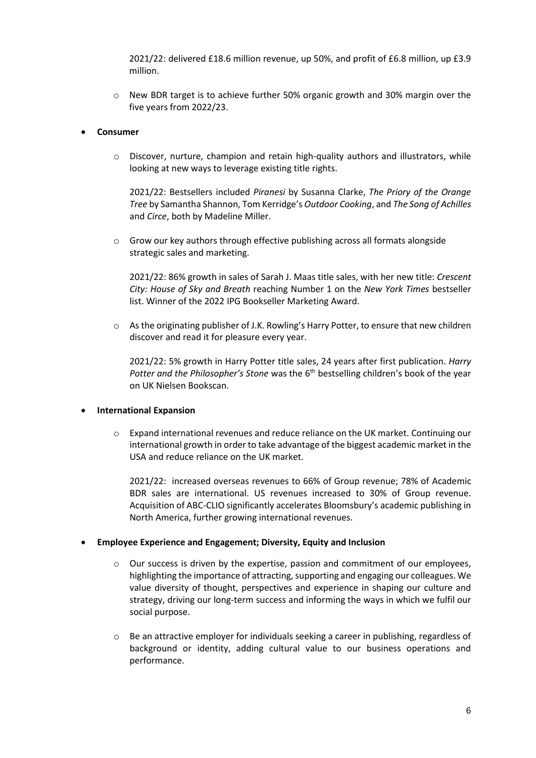2021/22: delivered £18.6 million revenue, up 50%, and profit of £6.8 million, up £3.9 million.

- New BDR target is to achieve further 50% organic growth and 30% margin over the five years from 2022/23.

- **Consumer**

  - Discover, nurture, champion and retain high-quality authors and illustrators, while looking at new ways to leverage existing title rights.

    2021/22: Bestsellers included *Piranesi* by Susanna Clarke, *The Priory of the Orange Tree* by Samantha Shannon, Tom Kerridge's *Outdoor Cooking*, and *The Song of Achilles* and *Circe*, both by Madeline Miller.

  - Grow our key authors through effective publishing across all formats alongside strategic sales and marketing.

    2021/22: 86% growth in sales of Sarah J. Maas title sales, with her new title: *Crescent City: House of Sky and Breath* reaching Number 1 on the *New York Times* bestseller list. Winner of the 2022 IPG Bookseller Marketing Award.

  - As the originating publisher of J.K. Rowling's Harry Potter, to ensure that new children discover and read it for pleasure every year.

    2021/22: 5% growth in Harry Potter title sales, 24 years after first publication. *Harry Potter and the Philosopher's Stone* was the 6th bestselling children's book of the year on UK Nielsen Bookscan.

- **International Expansion**

  - Expand international revenues and reduce reliance on the UK market. Continuing our international growth in order to take advantage of the biggest academic market in the USA and reduce reliance on the UK market.

    2021/22: increased overseas revenues to 66% of Group revenue; 78% of Academic BDR sales are international. US revenues increased to 30% of Group revenue. Acquisition of ABC-CLIO significantly accelerates Bloomsbury's academic publishing in North America, further growing international revenues.

- **Employee Experience and Engagement; Diversity, Equity and Inclusion**

  - Our success is driven by the expertise, passion and commitment of our employees, highlighting the importance of attracting, supporting and engaging our colleagues. We value diversity of thought, perspectives and experience in shaping our culture and strategy, driving our long-term success and informing the ways in which we fulfil our social purpose.

  - Be an attractive employer for individuals seeking a career in publishing, regardless of background or identity, adding cultural value to our business operations and performance.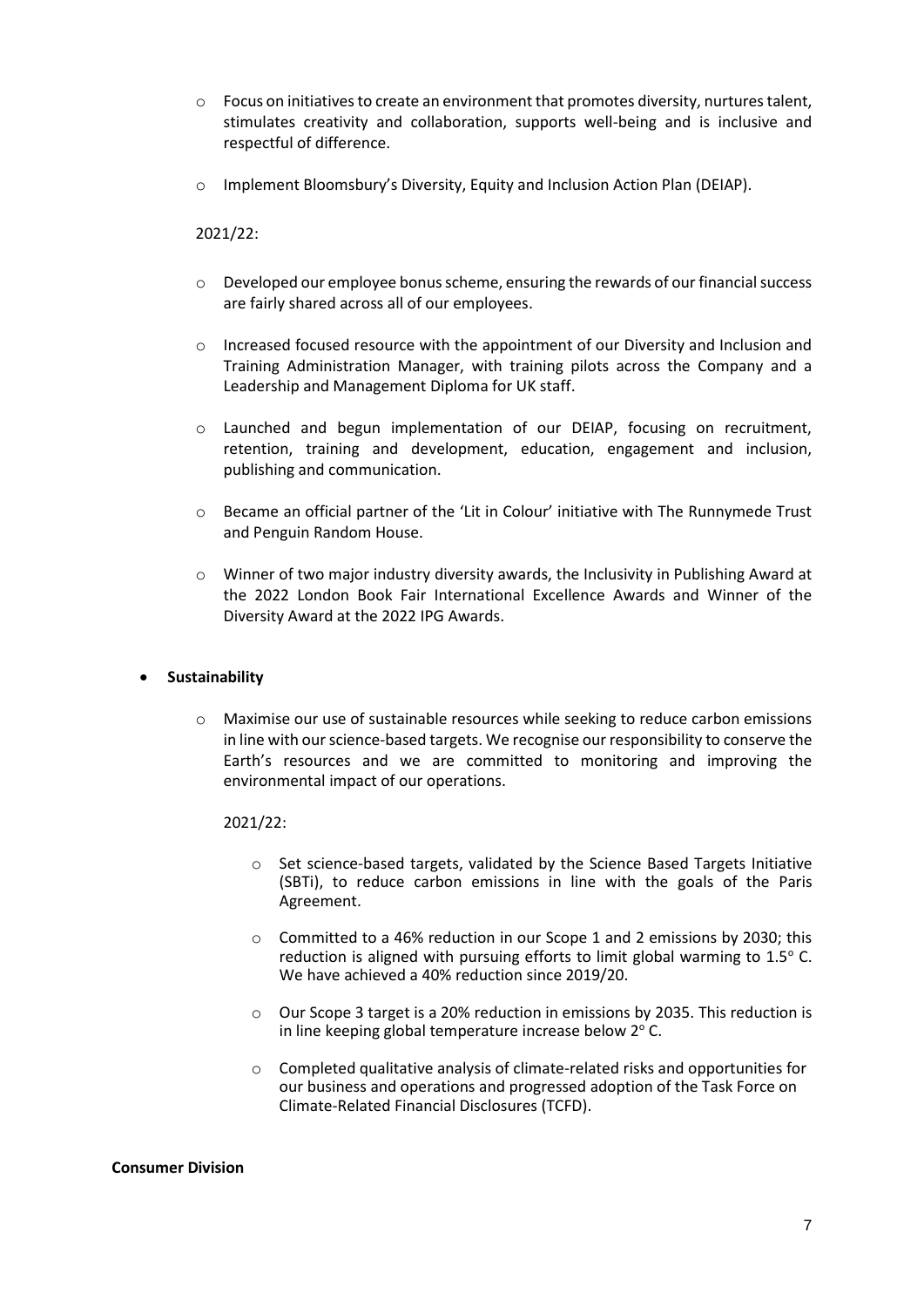- Focus on initiatives to create an environment that promotes diversity, nurtures talent, stimulates creativity and collaboration, supports well-being and is inclusive and respectful of difference.
- Implement Bloomsbury's Diversity, Equity and Inclusion Action Plan (DEIAP).

2021/22:

- Developed our employee bonus scheme, ensuring the rewards of our financial success are fairly shared across all of our employees.
- Increased focused resource with the appointment of our Diversity and Inclusion and Training Administration Manager, with training pilots across the Company and a Leadership and Management Diploma for UK staff.
- Launched and begun implementation of our DEIAP, focusing on recruitment, retention, training and development, education, engagement and inclusion, publishing and communication.
- Became an official partner of the 'Lit in Colour' initiative with The Runnymede Trust and Penguin Random House.
- Winner of two major industry diversity awards, the Inclusivity in Publishing Award at the 2022 London Book Fair International Excellence Awards and Winner of the Diversity Award at the 2022 IPG Awards.

- **Sustainability**

  - Maximise our use of sustainable resources while seeking to reduce carbon emissions in line with our science-based targets. We recognise our responsibility to conserve the Earth's resources and we are committed to monitoring and improving the environmental impact of our operations.

  2021/22:

    - Set science-based targets, validated by the Science Based Targets Initiative (SBTi), to reduce carbon emissions in line with the goals of the Paris Agreement.
    - Committed to a 46% reduction in our Scope 1 and 2 emissions by 2030; this reduction is aligned with pursuing efforts to limit global warming to 1.5° C. We have achieved a 40% reduction since 2019/20.
    - Our Scope 3 target is a 20% reduction in emissions by 2035. This reduction is in line keeping global temperature increase below 2° C.
    - Completed qualitative analysis of climate-related risks and opportunities for our business and operations and progressed adoption of the Task Force on Climate-Related Financial Disclosures (TCFD).

**Consumer Division**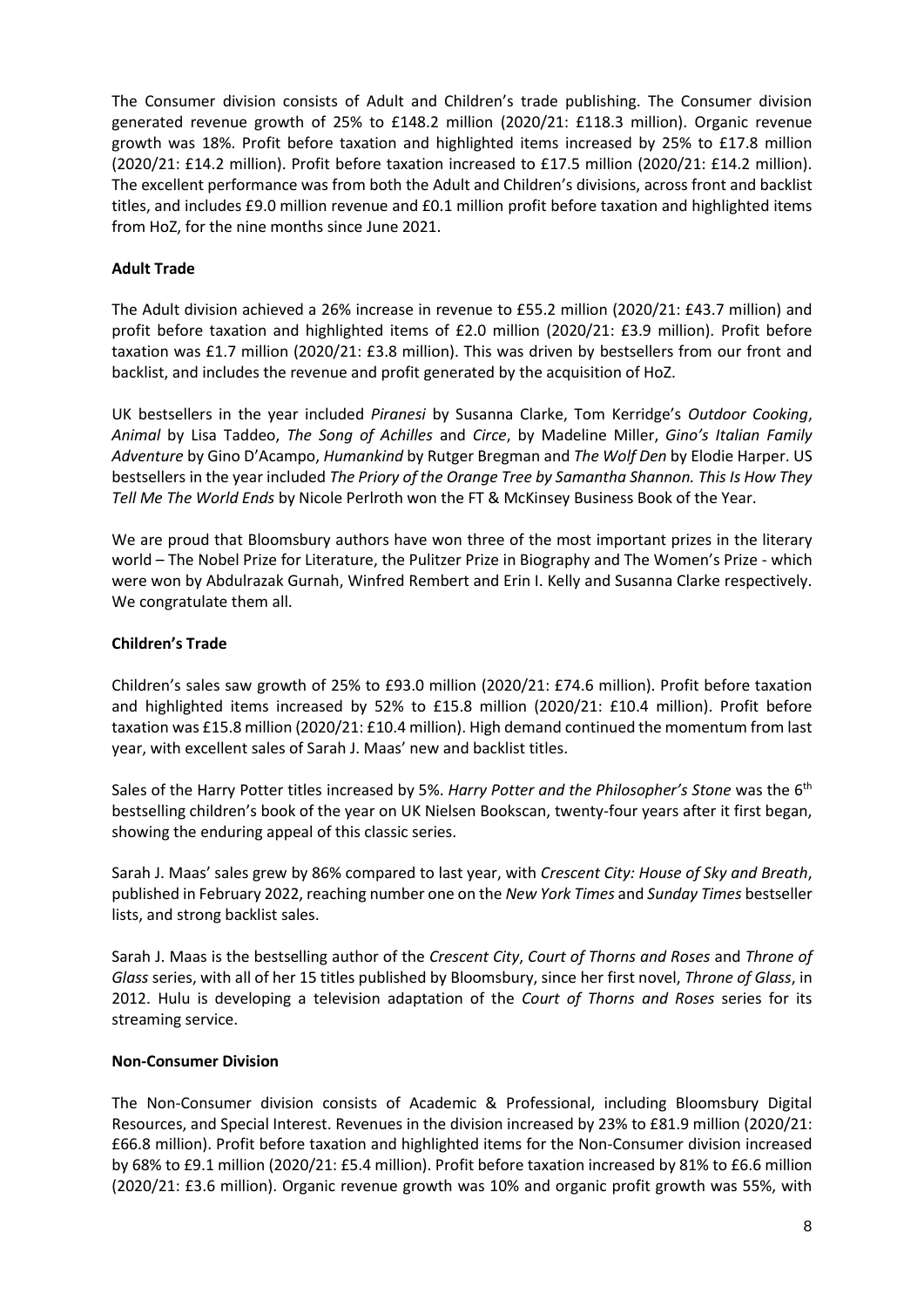The Consumer division consists of Adult and Children's trade publishing. The Consumer division generated revenue growth of 25% to £148.2 million (2020/21: £118.3 million). Organic revenue growth was 18%. Profit before taxation and highlighted items increased by 25% to £17.8 million (2020/21: £14.2 million). Profit before taxation increased to £17.5 million (2020/21: £14.2 million). The excellent performance was from both the Adult and Children's divisions, across front and backlist titles, and includes £9.0 million revenue and £0.1 million profit before taxation and highlighted items from HoZ, for the nine months since June 2021.

**Adult Trade**

The Adult division achieved a 26% increase in revenue to £55.2 million (2020/21: £43.7 million) and profit before taxation and highlighted items of £2.0 million (2020/21: £3.9 million). Profit before taxation was £1.7 million (2020/21: £3.8 million). This was driven by bestsellers from our front and backlist, and includes the revenue and profit generated by the acquisition of HoZ.

UK bestsellers in the year included *Piranesi* by Susanna Clarke, Tom Kerridge's *Outdoor Cooking*, *Animal* by Lisa Taddeo, *The Song of Achilles* and *Circe*, by Madeline Miller, *Gino's Italian Family Adventure* by Gino D'Acampo, *Humankind* by Rutger Bregman and *The Wolf Den* by Elodie Harper. US bestsellers in the year included *The Priory of the Orange Tree by Samantha Shannon. This Is How They Tell Me The World Ends* by Nicole Perlroth won the FT & McKinsey Business Book of the Year.

We are proud that Bloomsbury authors have won three of the most important prizes in the literary world – The Nobel Prize for Literature, the Pulitzer Prize in Biography and The Women's Prize - which were won by Abdulrazak Gurnah, Winfred Rembert and Erin I. Kelly and Susanna Clarke respectively. We congratulate them all.

**Children's Trade**

Children's sales saw growth of 25% to £93.0 million (2020/21: £74.6 million). Profit before taxation and highlighted items increased by 52% to £15.8 million (2020/21: £10.4 million). Profit before taxation was £15.8 million (2020/21: £10.4 million). High demand continued the momentum from last year, with excellent sales of Sarah J. Maas' new and backlist titles.

Sales of the Harry Potter titles increased by 5%. *Harry Potter and the Philosopher's Stone* was the 6th bestselling children's book of the year on UK Nielsen Bookscan, twenty-four years after it first began, showing the enduring appeal of this classic series.

Sarah J. Maas' sales grew by 86% compared to last year, with *Crescent City: House of Sky and Breath*, published in February 2022, reaching number one on the *New York Times* and *Sunday Times* bestseller lists, and strong backlist sales.

Sarah J. Maas is the bestselling author of the *Crescent City*, *Court of Thorns and Roses* and *Throne of Glass* series, with all of her 15 titles published by Bloomsbury, since her first novel, *Throne of Glass*, in 2012. Hulu is developing a television adaptation of the *Court of Thorns and Roses* series for its streaming service.

**Non-Consumer Division**

The Non-Consumer division consists of Academic & Professional, including Bloomsbury Digital Resources, and Special Interest. Revenues in the division increased by 23% to £81.9 million (2020/21: £66.8 million). Profit before taxation and highlighted items for the Non-Consumer division increased by 68% to £9.1 million (2020/21: £5.4 million). Profit before taxation increased by 81% to £6.6 million (2020/21: £3.6 million). Organic revenue growth was 10% and organic profit growth was 55%, with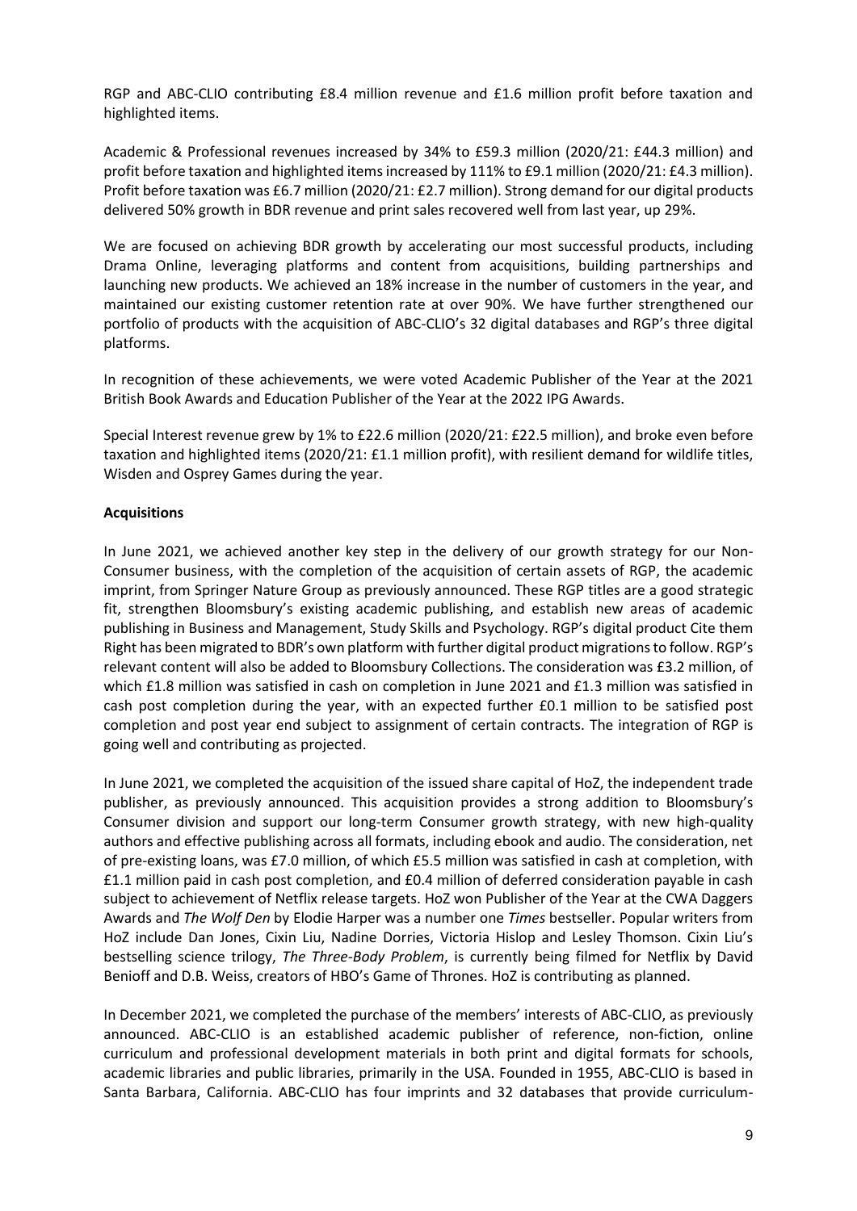RGP and ABC-CLIO contributing £8.4 million revenue and £1.6 million profit before taxation and highlighted items.

Academic & Professional revenues increased by 34% to £59.3 million (2020/21: £44.3 million) and profit before taxation and highlighted items increased by 111% to £9.1 million (2020/21: £4.3 million). Profit before taxation was £6.7 million (2020/21: £2.7 million). Strong demand for our digital products delivered 50% growth in BDR revenue and print sales recovered well from last year, up 29%.

We are focused on achieving BDR growth by accelerating our most successful products, including Drama Online, leveraging platforms and content from acquisitions, building partnerships and launching new products. We achieved an 18% increase in the number of customers in the year, and maintained our existing customer retention rate at over 90%. We have further strengthened our portfolio of products with the acquisition of ABC-CLIO's 32 digital databases and RGP's three digital platforms.

In recognition of these achievements, we were voted Academic Publisher of the Year at the 2021 British Book Awards and Education Publisher of the Year at the 2022 IPG Awards.

Special Interest revenue grew by 1% to £22.6 million (2020/21: £22.5 million), and broke even before taxation and highlighted items (2020/21: £1.1 million profit), with resilient demand for wildlife titles, Wisden and Osprey Games during the year.

**Acquisitions**

In June 2021, we achieved another key step in the delivery of our growth strategy for our Non-Consumer business, with the completion of the acquisition of certain assets of RGP, the academic imprint, from Springer Nature Group as previously announced. These RGP titles are a good strategic fit, strengthen Bloomsbury's existing academic publishing, and establish new areas of academic publishing in Business and Management, Study Skills and Psychology. RGP's digital product Cite them Right has been migrated to BDR's own platform with further digital product migrations to follow. RGP's relevant content will also be added to Bloomsbury Collections. The consideration was £3.2 million, of which £1.8 million was satisfied in cash on completion in June 2021 and £1.3 million was satisfied in cash post completion during the year, with an expected further £0.1 million to be satisfied post completion and post year end subject to assignment of certain contracts. The integration of RGP is going well and contributing as projected.

In June 2021, we completed the acquisition of the issued share capital of HoZ, the independent trade publisher, as previously announced. This acquisition provides a strong addition to Bloomsbury's Consumer division and support our long-term Consumer growth strategy, with new high-quality authors and effective publishing across all formats, including ebook and audio. The consideration, net of pre-existing loans, was £7.0 million, of which £5.5 million was satisfied in cash at completion, with £1.1 million paid in cash post completion, and £0.4 million of deferred consideration payable in cash subject to achievement of Netflix release targets. HoZ won Publisher of the Year at the CWA Daggers Awards and *The Wolf Den* by Elodie Harper was a number one *Times* bestseller. Popular writers from HoZ include Dan Jones, Cixin Liu, Nadine Dorries, Victoria Hislop and Lesley Thomson. Cixin Liu's bestselling science trilogy, *The Three-Body Problem*, is currently being filmed for Netflix by David Benioff and D.B. Weiss, creators of HBO's Game of Thrones. HoZ is contributing as planned.

In December 2021, we completed the purchase of the members' interests of ABC-CLIO, as previously announced. ABC-CLIO is an established academic publisher of reference, non-fiction, online curriculum and professional development materials in both print and digital formats for schools, academic libraries and public libraries, primarily in the USA. Founded in 1955, ABC-CLIO is based in Santa Barbara, California. ABC-CLIO has four imprints and 32 databases that provide curriculum-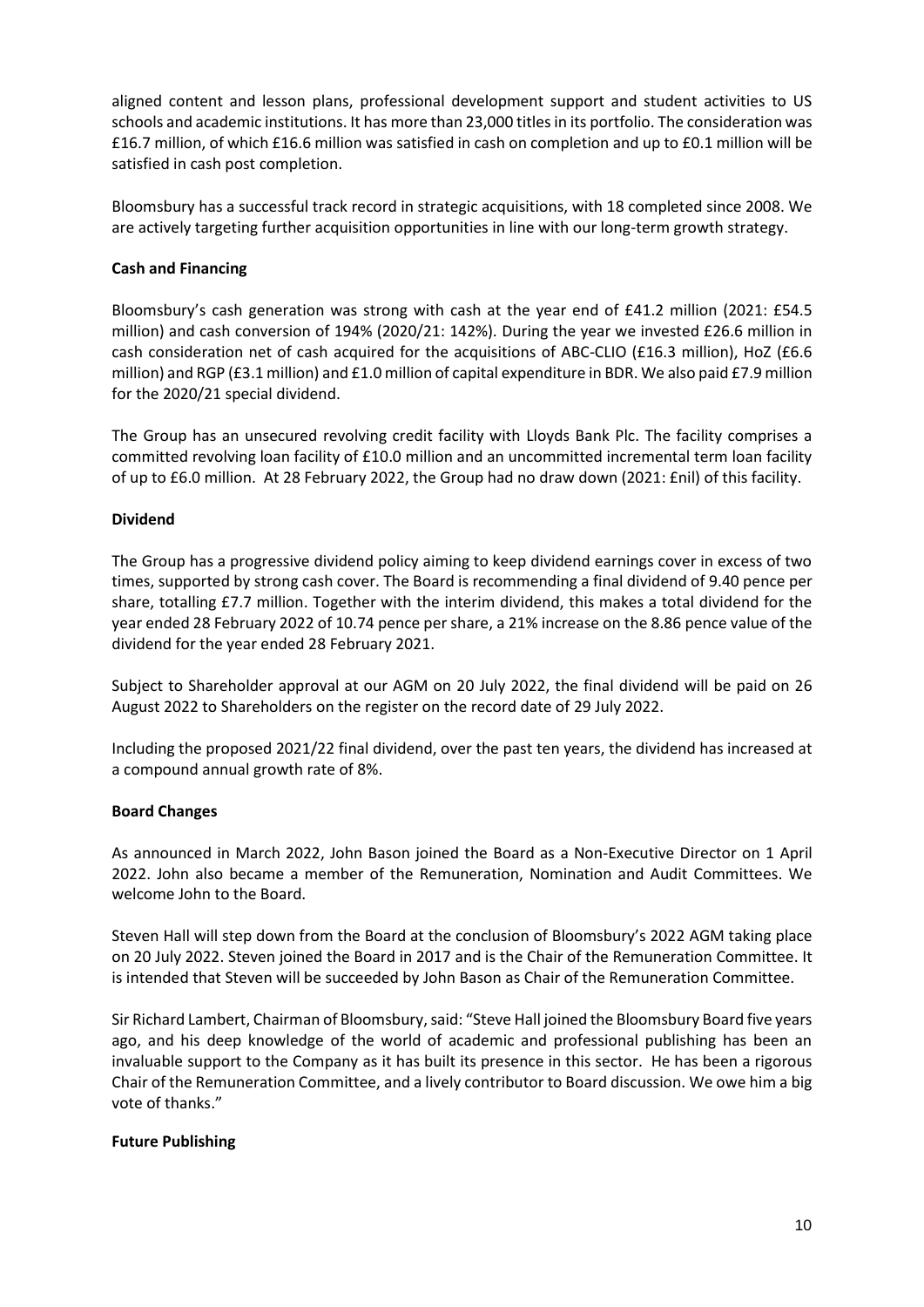aligned content and lesson plans, professional development support and student activities to US schools and academic institutions. It has more than 23,000 titles in its portfolio. The consideration was £16.7 million, of which £16.6 million was satisfied in cash on completion and up to £0.1 million will be satisfied in cash post completion.

Bloomsbury has a successful track record in strategic acquisitions, with 18 completed since 2008. We are actively targeting further acquisition opportunities in line with our long-term growth strategy.

**Cash and Financing**

Bloomsbury's cash generation was strong with cash at the year end of £41.2 million (2021: £54.5 million) and cash conversion of 194% (2020/21: 142%). During the year we invested £26.6 million in cash consideration net of cash acquired for the acquisitions of ABC-CLIO (£16.3 million), HoZ (£6.6 million) and RGP (£3.1 million) and £1.0 million of capital expenditure in BDR. We also paid £7.9 million for the 2020/21 special dividend.

The Group has an unsecured revolving credit facility with Lloyds Bank Plc. The facility comprises a committed revolving loan facility of £10.0 million and an uncommitted incremental term loan facility of up to £6.0 million. At 28 February 2022, the Group had no draw down (2021: £nil) of this facility.

**Dividend**

The Group has a progressive dividend policy aiming to keep dividend earnings cover in excess of two times, supported by strong cash cover. The Board is recommending a final dividend of 9.40 pence per share, totalling £7.7 million. Together with the interim dividend, this makes a total dividend for the year ended 28 February 2022 of 10.74 pence per share, a 21% increase on the 8.86 pence value of the dividend for the year ended 28 February 2021.

Subject to Shareholder approval at our AGM on 20 July 2022, the final dividend will be paid on 26 August 2022 to Shareholders on the register on the record date of 29 July 2022.

Including the proposed 2021/22 final dividend, over the past ten years, the dividend has increased at a compound annual growth rate of 8%.

**Board Changes**

As announced in March 2022, John Bason joined the Board as a Non-Executive Director on 1 April 2022. John also became a member of the Remuneration, Nomination and Audit Committees. We welcome John to the Board.

Steven Hall will step down from the Board at the conclusion of Bloomsbury's 2022 AGM taking place on 20 July 2022. Steven joined the Board in 2017 and is the Chair of the Remuneration Committee. It is intended that Steven will be succeeded by John Bason as Chair of the Remuneration Committee.

Sir Richard Lambert, Chairman of Bloomsbury, said: "Steve Hall joined the Bloomsbury Board five years ago, and his deep knowledge of the world of academic and professional publishing has been an invaluable support to the Company as it has built its presence in this sector. He has been a rigorous Chair of the Remuneration Committee, and a lively contributor to Board discussion. We owe him a big vote of thanks."

**Future Publishing**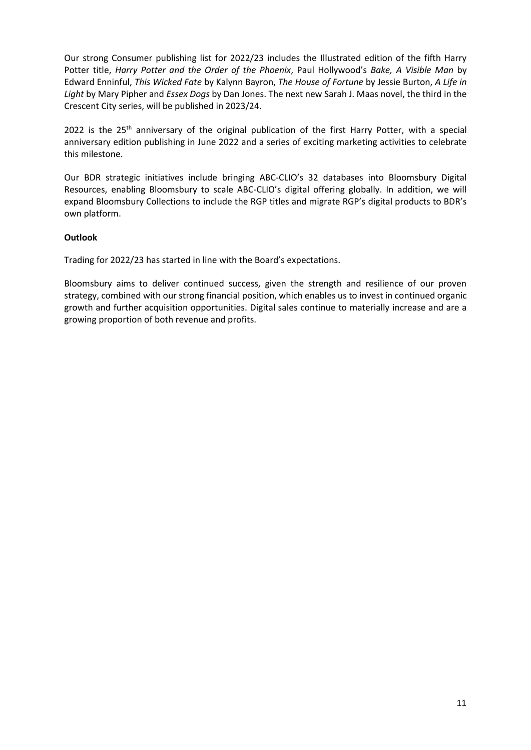Our strong Consumer publishing list for 2022/23 includes the Illustrated edition of the fifth Harry Potter title, *Harry Potter and the Order of the Phoenix*, Paul Hollywood's *Bake, A Visible Man* by Edward Enninful, *This Wicked Fate* by Kalynn Bayron, *The House of Fortune* by Jessie Burton, *A Life in Light* by Mary Pipher and *Essex Dogs* by Dan Jones. The next new Sarah J. Maas novel, the third in the Crescent City series, will be published in 2023/24.

2022 is the 25th anniversary of the original publication of the first Harry Potter, with a special anniversary edition publishing in June 2022 and a series of exciting marketing activities to celebrate this milestone.

Our BDR strategic initiatives include bringing ABC-CLIO's 32 databases into Bloomsbury Digital Resources, enabling Bloomsbury to scale ABC-CLIO's digital offering globally. In addition, we will expand Bloomsbury Collections to include the RGP titles and migrate RGP's digital products to BDR's own platform.

**Outlook**

Trading for 2022/23 has started in line with the Board's expectations.

Bloomsbury aims to deliver continued success, given the strength and resilience of our proven strategy, combined with our strong financial position, which enables us to invest in continued organic growth and further acquisition opportunities. Digital sales continue to materially increase and are a growing proportion of both revenue and profits.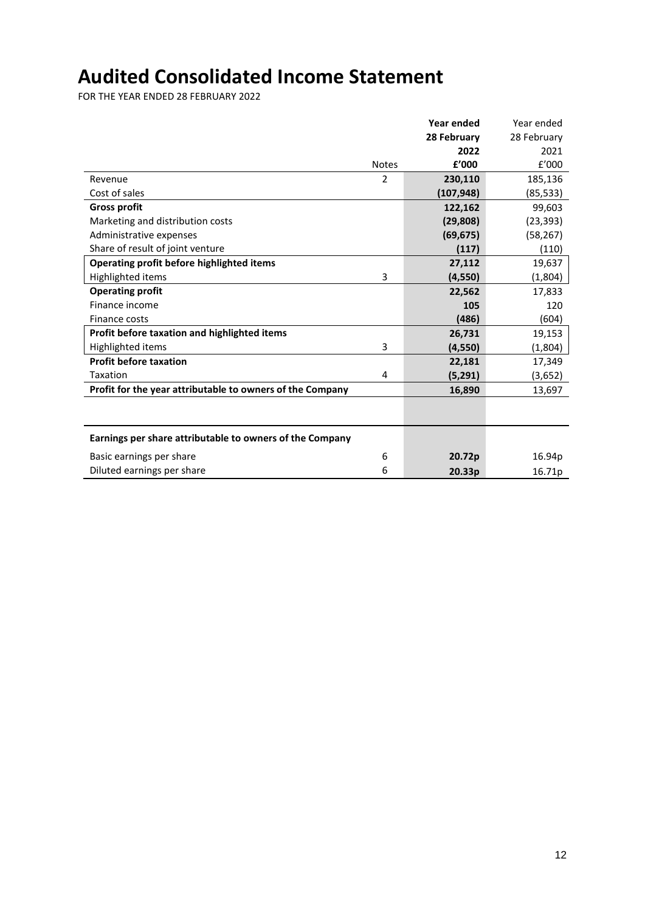# Audited Consolidated Income Statement

FOR THE YEAR ENDED 28 FEBRUARY 2022

| | Notes | **Year ended 28 February 2022 £'000** | Year ended 28 February 2021 £'000 |
|---|---|---|---|
| Revenue | 2 | **230,110** | 185,136 |
| Cost of sales | | **(107,948)** | (85,533) |
| **Gross profit** | | **122,162** | 99,603 |
| Marketing and distribution costs | | **(29,808)** | (23,393) |
| Administrative expenses | | **(69,675)** | (58,267) |
| Share of result of joint venture | | **(117)** | (110) |
| **Operating profit before highlighted items** | | **27,112** | 19,637 |
| Highlighted items | 3 | **(4,550)** | (1,804) |
| **Operating profit** | | **22,562** | 17,833 |
| Finance income | | **105** | 120 |
| Finance costs | | **(486)** | (604) |
| **Profit before taxation and highlighted items** | | **26,731** | 19,153 |
| Highlighted items | 3 | **(4,550)** | (1,804) |
| **Profit before taxation** | | **22,181** | 17,349 |
| Taxation | 4 | **(5,291)** | (3,652) |
| **Profit for the year attributable to owners of the Company** | | **16,890** | 13,697 |
| | | | |
| **Earnings per share attributable to owners of the Company** | | | |
| Basic earnings per share | 6 | **20.72p** | 16.94p |
| Diluted earnings per share | 6 | **20.33p** | 16.71p |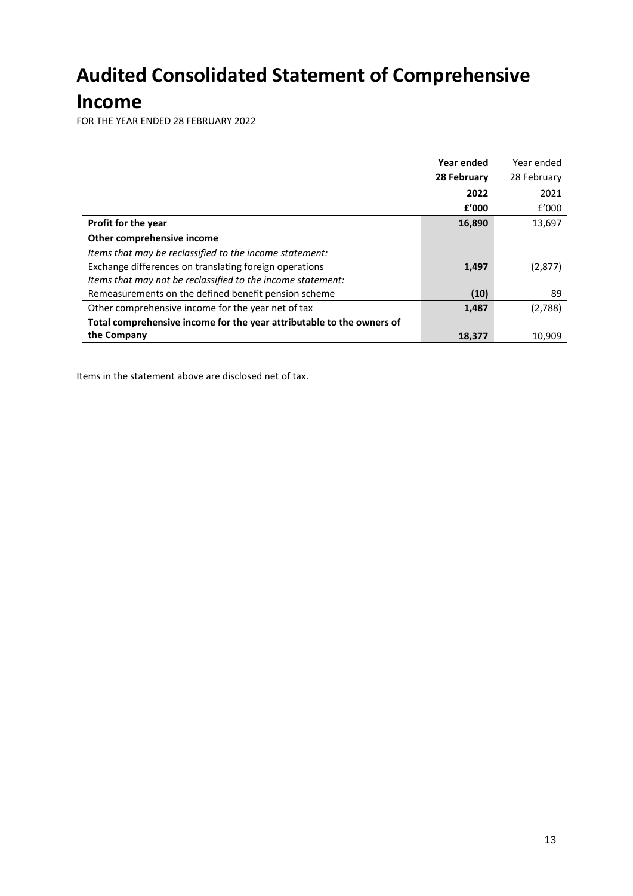# Audited Consolidated Statement of Comprehensive Income

FOR THE YEAR ENDED 28 FEBRUARY 2022

| | **Year ended 28 February 2022 £'000** | Year ended 28 February 2021 £'000 |
|---|---|---|
| **Profit for the year** | **16,890** | 13,697 |
| **Other comprehensive income** | | |
| *Items that may be reclassified to the income statement:* | | |
| Exchange differences on translating foreign operations | **1,497** | (2,877) |
| *Items that may not be reclassified to the income statement:* | | |
| Remeasurements on the defined benefit pension scheme | **(10)** | 89 |
| Other comprehensive income for the year net of tax | **1,487** | (2,788) |
| **Total comprehensive income for the year attributable to the owners of the Company** | **18,377** | 10,909 |

Items in the statement above are disclosed net of tax.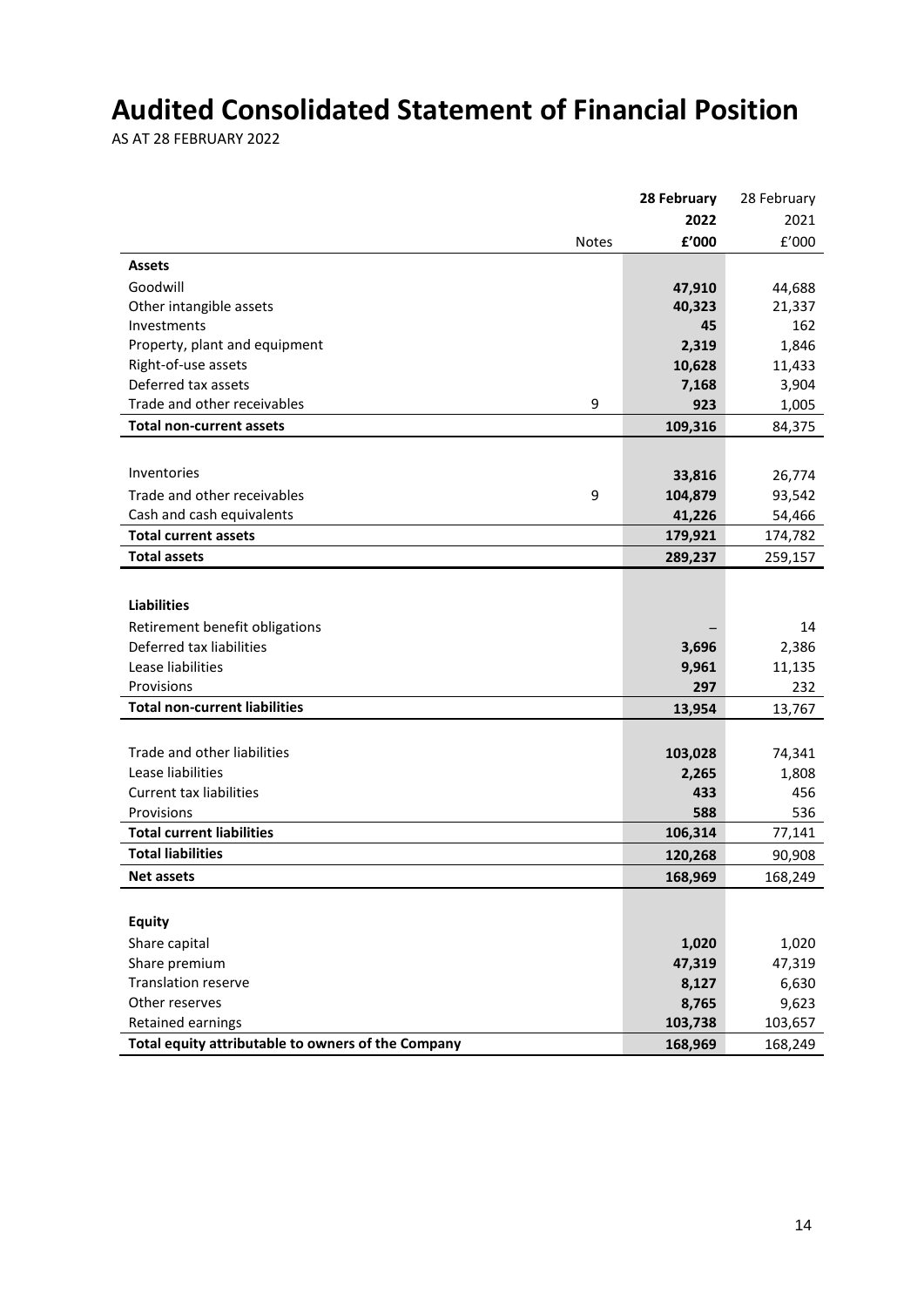# Audited Consolidated Statement of Financial Position

AS AT 28 FEBRUARY 2022

| | Notes | 28 February 2022 £'000 | 28 February 2021 £'000 |
|---|---|---|---|
| **Assets** | | | |
| Goodwill | | **47,910** | 44,688 |
| Other intangible assets | | **40,323** | 21,337 |
| Investments | | **45** | 162 |
| Property, plant and equipment | | **2,319** | 1,846 |
| Right-of-use assets | | **10,628** | 11,433 |
| Deferred tax assets | | **7,168** | 3,904 |
| Trade and other receivables | 9 | **923** | 1,005 |
| **Total non-current assets** | | **109,316** | 84,375 |
| | | | |
| Inventories | | **33,816** | 26,774 |
| Trade and other receivables | 9 | **104,879** | 93,542 |
| Cash and cash equivalents | | **41,226** | 54,466 |
| **Total current assets** | | **179,921** | 174,782 |
| **Total assets** | | **289,237** | 259,157 |
| | | | |
| **Liabilities** | | | |
| Retirement benefit obligations | | **–** | 14 |
| Deferred tax liabilities | | **3,696** | 2,386 |
| Lease liabilities | | **9,961** | 11,135 |
| Provisions | | **297** | 232 |
| **Total non-current liabilities** | | **13,954** | 13,767 |
| | | | |
| Trade and other liabilities | | **103,028** | 74,341 |
| Lease liabilities | | **2,265** | 1,808 |
| Current tax liabilities | | **433** | 456 |
| Provisions | | **588** | 536 |
| **Total current liabilities** | | **106,314** | 77,141 |
| **Total liabilities** | | **120,268** | 90,908 |
| **Net assets** | | **168,969** | 168,249 |
| | | | |
| **Equity** | | | |
| Share capital | | **1,020** | 1,020 |
| Share premium | | **47,319** | 47,319 |
| Translation reserve | | **8,127** | 6,630 |
| Other reserves | | **8,765** | 9,623 |
| Retained earnings | | **103,738** | 103,657 |
| **Total equity attributable to owners of the Company** | | **168,969** | 168,249 |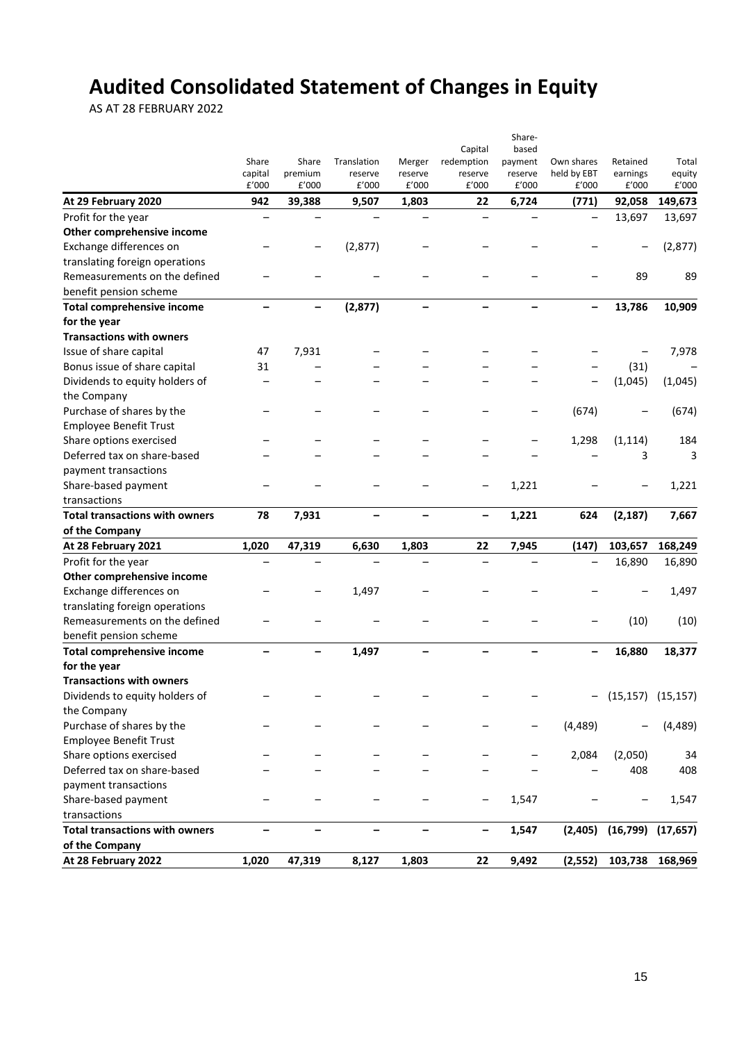# Audited Consolidated Statement of Changes in Equity

AS AT 28 FEBRUARY 2022

| | Share capital £'000 | Share premium £'000 | Translation reserve £'000 | Merger reserve £'000 | Capital redemption reserve £'000 | Share-based payment reserve £'000 | Own shares held by EBT £'000 | Retained earnings £'000 | Total equity £'000 |
|---|---|---|---|---|---|---|---|---|---|
| **At 29 February 2020** | **942** | **39,388** | **9,507** | **1,803** | **22** | **6,724** | **(771)** | **92,058** | **149,673** |
| Profit for the year | – | – | – | – | – | – | – | 13,697 | 13,697 |
| **Other comprehensive income** | | | | | | | | | |
| Exchange differences on translating foreign operations | – | – | (2,877) | – | – | – | – | – | (2,877) |
| Remeasurements on the defined benefit pension scheme | – | – | – | – | – | – | – | 89 | 89 |
| **Total comprehensive income for the year** | **–** | **–** | **(2,877)** | **–** | **–** | **–** | **–** | **13,786** | **10,909** |
| **Transactions with owners** | | | | | | | | | |
| Issue of share capital | 47 | 7,931 | – | – | – | – | – | – | 7,978 |
| Bonus issue of share capital | 31 | – | – | – | – | – | – | (31) | – |
| Dividends to equity holders of the Company | – | – | – | – | – | – | – | (1,045) | (1,045) |
| Purchase of shares by the Employee Benefit Trust | – | – | – | – | – | – | (674) | – | (674) |
| Share options exercised | – | – | – | – | – | – | 1,298 | (1,114) | 184 |
| Deferred tax on share-based payment transactions | – | – | – | – | – | – | – | 3 | 3 |
| Share-based payment transactions | – | – | – | – | – | 1,221 | – | – | 1,221 |
| **Total transactions with owners of the Company** | **78** | **7,931** | **–** | **–** | **–** | **1,221** | **624** | **(2,187)** | **7,667** |
| **At 28 February 2021** | **1,020** | **47,319** | **6,630** | **1,803** | **22** | **7,945** | **(147)** | **103,657** | **168,249** |
| Profit for the year | – | – | – | – | – | – | – | 16,890 | 16,890 |
| **Other comprehensive income** | | | | | | | | | |
| Exchange differences on translating foreign operations | – | – | 1,497 | – | – | – | – | – | 1,497 |
| Remeasurements on the defined benefit pension scheme | – | – | – | – | – | – | – | (10) | (10) |
| **Total comprehensive income for the year** | **–** | **–** | **1,497** | **–** | **–** | **–** | **–** | **16,880** | **18,377** |
| **Transactions with owners** | | | | | | | | | |
| Dividends to equity holders of the Company | – | – | – | – | – | – | – | (15,157) | (15,157) |
| Purchase of shares by the Employee Benefit Trust | – | – | – | – | – | – | (4,489) | – | (4,489) |
| Share options exercised | – | – | – | – | – | – | 2,084 | (2,050) | 34 |
| Deferred tax on share-based payment transactions | – | – | – | – | – | – | – | 408 | 408 |
| Share-based payment transactions | – | – | – | – | – | 1,547 | – | – | 1,547 |
| **Total transactions with owners of the Company** | **–** | **–** | **–** | **–** | **–** | **1,547** | **(2,405)** | **(16,799)** | **(17,657)** |
| **At 28 February 2022** | **1,020** | **47,319** | **8,127** | **1,803** | **22** | **9,492** | **(2,552)** | **103,738** | **168,969** |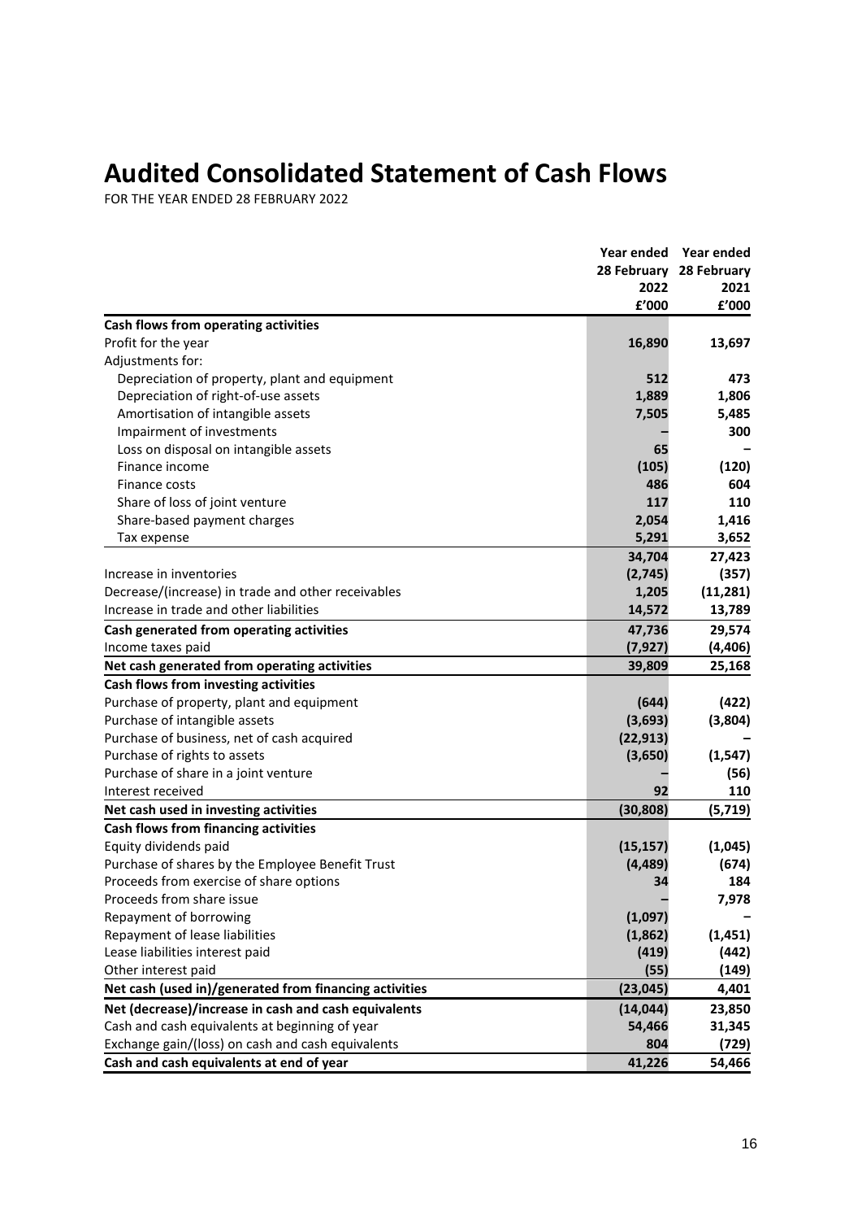# Audited Consolidated Statement of Cash Flows

FOR THE YEAR ENDED 28 FEBRUARY 2022

| | Year ended 28 February 2022 £'000 | Year ended 28 February 2021 £'000 |
|---|---|---|
| **Cash flows from operating activities** | | |
| Profit for the year | **16,890** | **13,697** |
| Adjustments for: | | |
| Depreciation of property, plant and equipment | **512** | **473** |
| Depreciation of right-of-use assets | **1,889** | **1,806** |
| Amortisation of intangible assets | **7,505** | **5,485** |
| Impairment of investments | **–** | **300** |
| Loss on disposal on intangible assets | **65** | **–** |
| Finance income | **(105)** | **(120)** |
| Finance costs | **486** | **604** |
| Share of loss of joint venture | **117** | **110** |
| Share-based payment charges | **2,054** | **1,416** |
| Tax expense | **5,291** | **3,652** |
| | **34,704** | **27,423** |
| Increase in inventories | **(2,745)** | **(357)** |
| Decrease/(increase) in trade and other receivables | **1,205** | **(11,281)** |
| Increase in trade and other liabilities | **14,572** | **13,789** |
| **Cash generated from operating activities** | **47,736** | **29,574** |
| Income taxes paid | **(7,927)** | **(4,406)** |
| **Net cash generated from operating activities** | **39,809** | **25,168** |
| **Cash flows from investing activities** | | |
| Purchase of property, plant and equipment | **(644)** | **(422)** |
| Purchase of intangible assets | **(3,693)** | **(3,804)** |
| Purchase of business, net of cash acquired | **(22,913)** | **–** |
| Purchase of rights to assets | **(3,650)** | **(1,547)** |
| Purchase of share in a joint venture | **–** | **(56)** |
| Interest received | **92** | **110** |
| **Net cash used in investing activities** | **(30,808)** | **(5,719)** |
| **Cash flows from financing activities** | | |
| Equity dividends paid | **(15,157)** | **(1,045)** |
| Purchase of shares by the Employee Benefit Trust | **(4,489)** | **(674)** |
| Proceeds from exercise of share options | **34** | **184** |
| Proceeds from share issue | **–** | **7,978** |
| Repayment of borrowing | **(1,097)** | **–** |
| Repayment of lease liabilities | **(1,862)** | **(1,451)** |
| Lease liabilities interest paid | **(419)** | **(442)** |
| Other interest paid | **(55)** | **(149)** |
| **Net cash (used in)/generated from financing activities** | **(23,045)** | **4,401** |
| **Net (decrease)/increase in cash and cash equivalents** | **(14,044)** | **23,850** |
| Cash and cash equivalents at beginning of year | **54,466** | **31,345** |
| Exchange gain/(loss) on cash and cash equivalents | **804** | **(729)** |
| **Cash and cash equivalents at end of year** | **41,226** | **54,466** |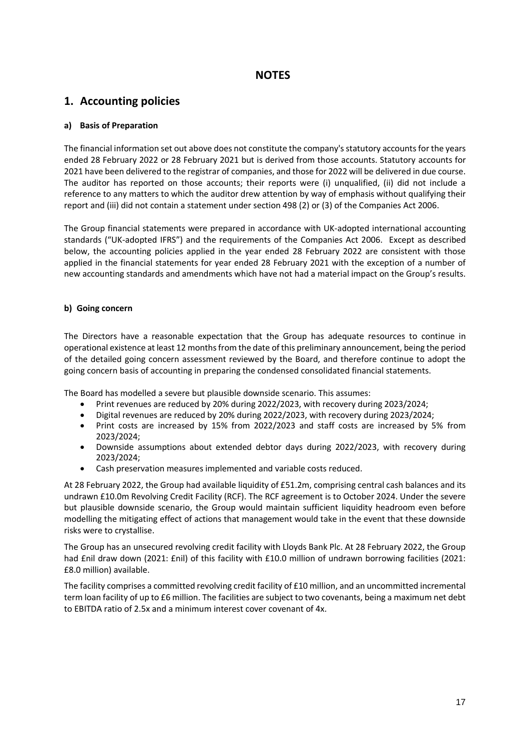# NOTES

## 1. Accounting policies

### a) Basis of Preparation

The financial information set out above does not constitute the company's statutory accounts for the years ended 28 February 2022 or 28 February 2021 but is derived from those accounts. Statutory accounts for 2021 have been delivered to the registrar of companies, and those for 2022 will be delivered in due course. The auditor has reported on those accounts; their reports were (i) unqualified, (ii) did not include a reference to any matters to which the auditor drew attention by way of emphasis without qualifying their report and (iii) did not contain a statement under section 498 (2) or (3) of the Companies Act 2006.

The Group financial statements were prepared in accordance with UK-adopted international accounting standards ("UK-adopted IFRS") and the requirements of the Companies Act 2006. Except as described below, the accounting policies applied in the year ended 28 February 2022 are consistent with those applied in the financial statements for year ended 28 February 2021 with the exception of a number of new accounting standards and amendments which have not had a material impact on the Group's results.

### b) Going concern

The Directors have a reasonable expectation that the Group has adequate resources to continue in operational existence at least 12 months from the date of this preliminary announcement, being the period of the detailed going concern assessment reviewed by the Board, and therefore continue to adopt the going concern basis of accounting in preparing the condensed consolidated financial statements.

The Board has modelled a severe but plausible downside scenario. This assumes:

- Print revenues are reduced by 20% during 2022/2023, with recovery during 2023/2024;
- Digital revenues are reduced by 20% during 2022/2023, with recovery during 2023/2024;
- Print costs are increased by 15% from 2022/2023 and staff costs are increased by 5% from 2023/2024;
- Downside assumptions about extended debtor days during 2022/2023, with recovery during 2023/2024;
- Cash preservation measures implemented and variable costs reduced.

At 28 February 2022, the Group had available liquidity of £51.2m, comprising central cash balances and its undrawn £10.0m Revolving Credit Facility (RCF). The RCF agreement is to October 2024. Under the severe but plausible downside scenario, the Group would maintain sufficient liquidity headroom even before modelling the mitigating effect of actions that management would take in the event that these downside risks were to crystallise.

The Group has an unsecured revolving credit facility with Lloyds Bank Plc. At 28 February 2022, the Group had £nil draw down (2021: £nil) of this facility with £10.0 million of undrawn borrowing facilities (2021: £8.0 million) available.

The facility comprises a committed revolving credit facility of £10 million, and an uncommitted incremental term loan facility of up to £6 million. The facilities are subject to two covenants, being a maximum net debt to EBITDA ratio of 2.5x and a minimum interest cover covenant of 4x.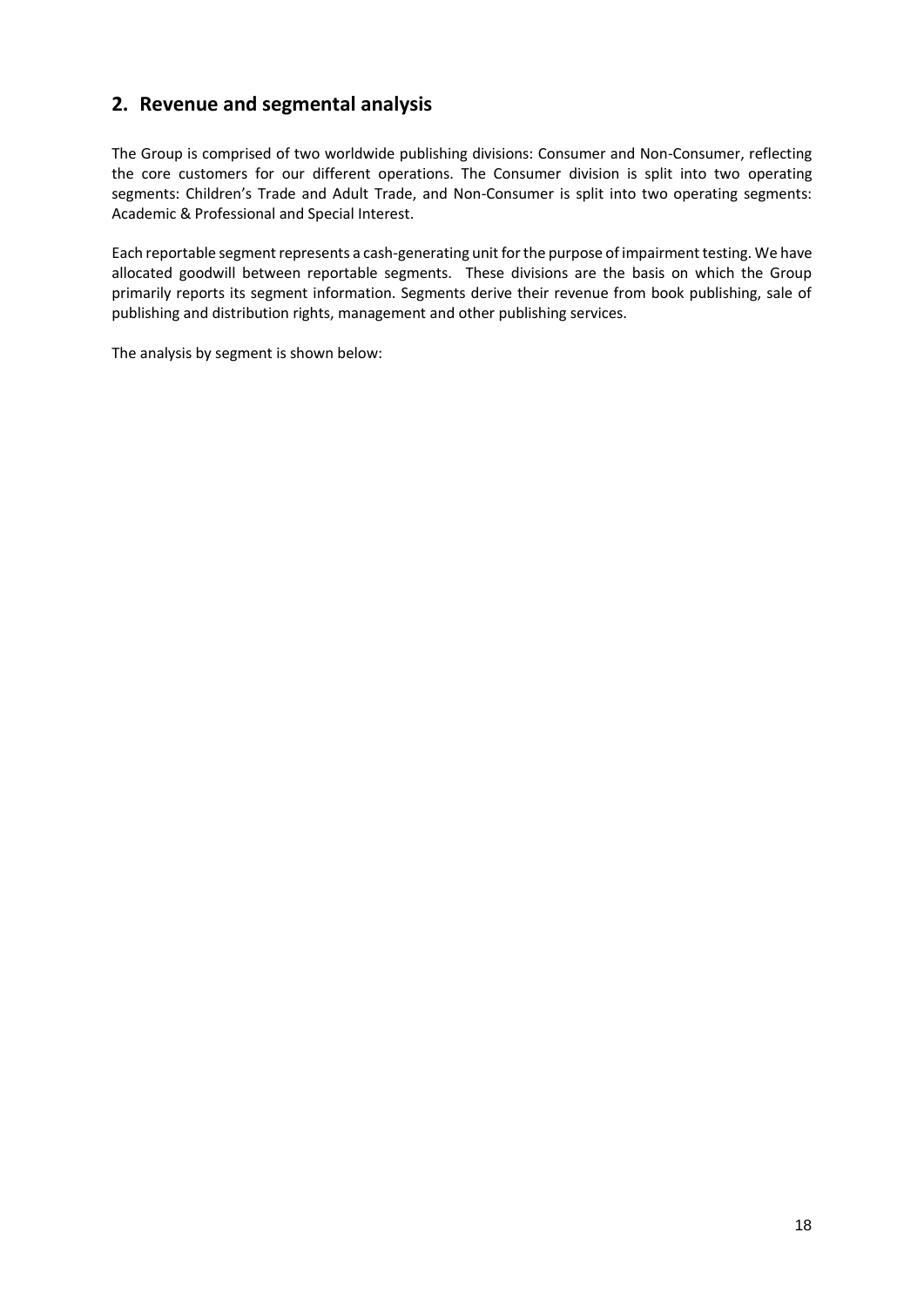## 2. Revenue and segmental analysis

The Group is comprised of two worldwide publishing divisions: Consumer and Non-Consumer, reflecting the core customers for our different operations. The Consumer division is split into two operating segments: Children's Trade and Adult Trade, and Non-Consumer is split into two operating segments: Academic & Professional and Special Interest.

Each reportable segment represents a cash-generating unit for the purpose of impairment testing. We have allocated goodwill between reportable segments. These divisions are the basis on which the Group primarily reports its segment information. Segments derive their revenue from book publishing, sale of publishing and distribution rights, management and other publishing services.

The analysis by segment is shown below: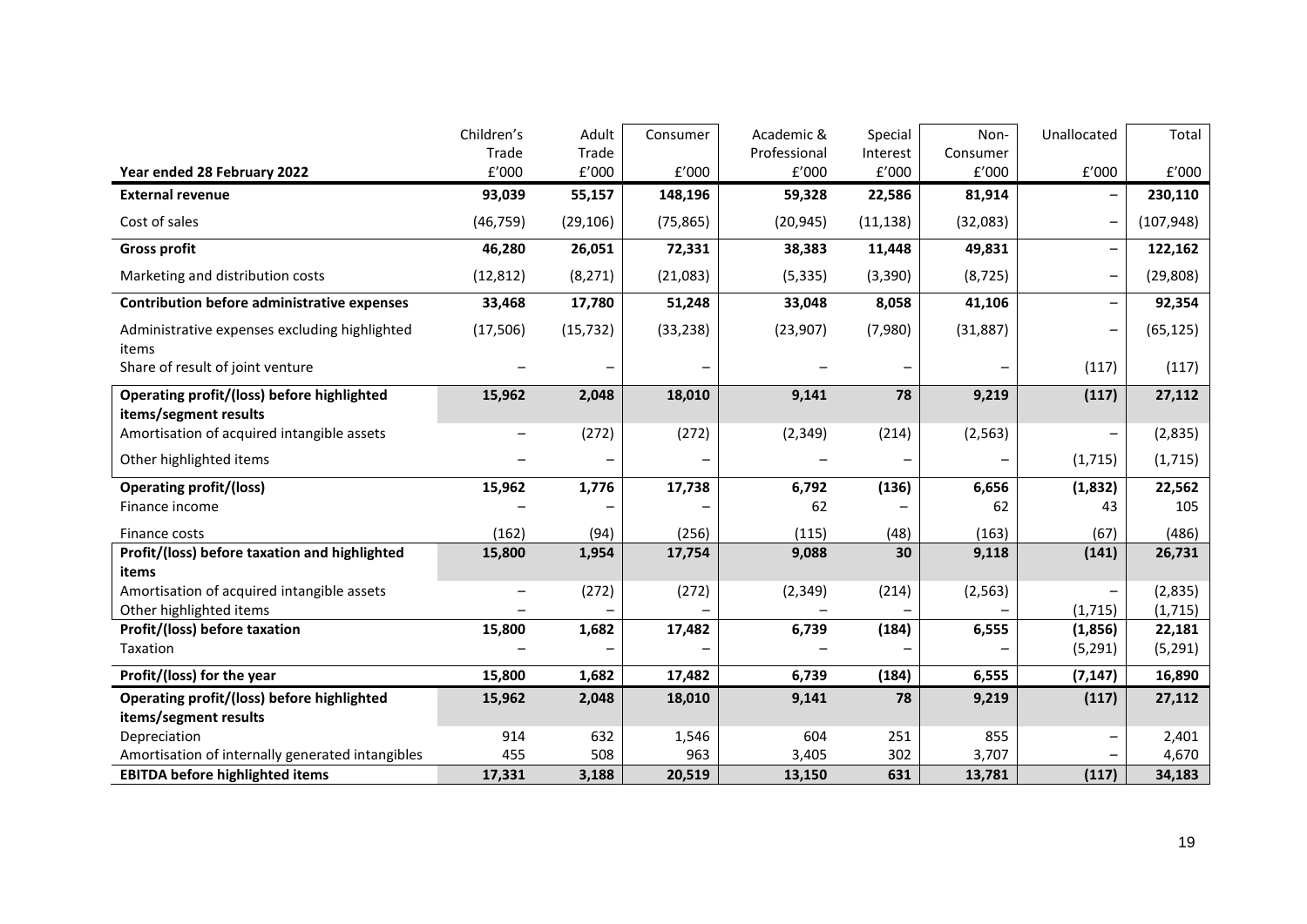| Year ended 28 February 2022 | Children's Trade £'000 | Adult Trade £'000 | Consumer £'000 | Academic & Professional £'000 | Special Interest £'000 | Non-Consumer £'000 | Unallocated £'000 | Total £'000 |
|---|---|---|---|---|---|---|---|---|
| **External revenue** | **93,039** | **55,157** | **148,196** | **59,328** | **22,586** | **81,914** | – | **230,110** |
| Cost of sales | (46,759) | (29,106) | (75,865) | (20,945) | (11,138) | (32,083) | – | (107,948) |
| **Gross profit** | **46,280** | **26,051** | **72,331** | **38,383** | **11,448** | **49,831** | – | **122,162** |
| Marketing and distribution costs | (12,812) | (8,271) | (21,083) | (5,335) | (3,390) | (8,725) | – | (29,808) |
| **Contribution before administrative expenses** | **33,468** | **17,780** | **51,248** | **33,048** | **8,058** | **41,106** | – | **92,354** |
| Administrative expenses excluding highlighted items | (17,506) | (15,732) | (33,238) | (23,907) | (7,980) | (31,887) | – | (65,125) |
| Share of result of joint venture | – | – | – | – | – | – | (117) | (117) |
| **Operating profit/(loss) before highlighted items/segment results** | **15,962** | **2,048** | **18,010** | **9,141** | **78** | **9,219** | **(117)** | **27,112** |
| Amortisation of acquired intangible assets | – | (272) | (272) | (2,349) | (214) | (2,563) | – | (2,835) |
| Other highlighted items | – | – | – | – | – | – | (1,715) | (1,715) |
| **Operating profit/(loss)** | **15,962** | **1,776** | **17,738** | **6,792** | **(136)** | **6,656** | **(1,832)** | **22,562** |
| Finance income | – | – | – | 62 | – | 62 | 43 | 105 |
| Finance costs | (162) | (94) | (256) | (115) | (48) | (163) | (67) | (486) |
| **Profit/(loss) before taxation and highlighted items** | **15,800** | **1,954** | **17,754** | **9,088** | **30** | **9,118** | **(141)** | **26,731** |
| Amortisation of acquired intangible assets | – | (272) | (272) | (2,349) | (214) | (2,563) | – | (2,835) |
| Other highlighted items | – | – | – | – | – | – | (1,715) | (1,715) |
| **Profit/(loss) before taxation** | **15,800** | **1,682** | **17,482** | **6,739** | **(184)** | **6,555** | **(1,856)** | **22,181** |
| Taxation | – | – | – | – | – | – | (5,291) | (5,291) |
| **Profit/(loss) for the year** | **15,800** | **1,682** | **17,482** | **6,739** | **(184)** | **6,555** | **(7,147)** | **16,890** |
| **Operating profit/(loss) before highlighted items/segment results** | **15,962** | **2,048** | **18,010** | **9,141** | **78** | **9,219** | **(117)** | **27,112** |
| Depreciation | 914 | 632 | 1,546 | 604 | 251 | 855 | – | 2,401 |
| Amortisation of internally generated intangibles | 455 | 508 | 963 | 3,405 | 302 | 3,707 | – | 4,670 |
| **EBITDA before highlighted items** | **17,331** | **3,188** | **20,519** | **13,150** | **631** | **13,781** | **(117)** | **34,183** |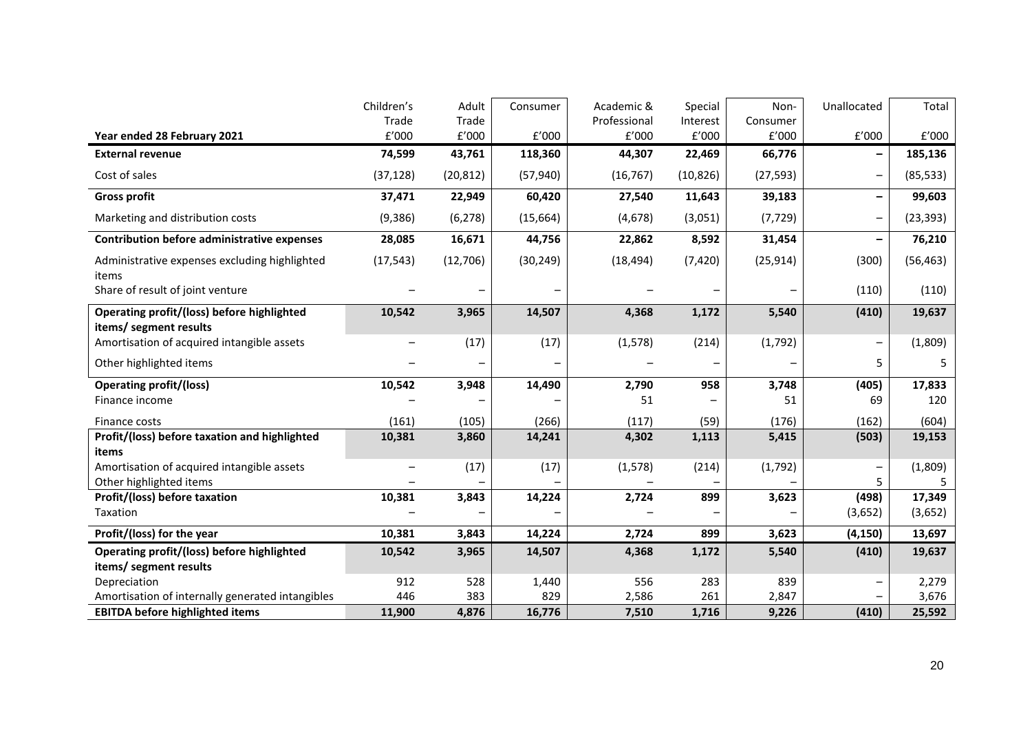| Year ended 28 February 2021 | Children's Trade £'000 | Adult Trade £'000 | Consumer £'000 | Academic & Professional £'000 | Special Interest £'000 | Non-Consumer £'000 | Unallocated £'000 | Total £'000 |
|---|---|---|---|---|---|---|---|---|
| **External revenue** | **74,599** | **43,761** | **118,360** | **44,307** | **22,469** | **66,776** | **–** | **185,136** |
| Cost of sales | (37,128) | (20,812) | (57,940) | (16,767) | (10,826) | (27,593) | – | (85,533) |
| **Gross profit** | **37,471** | **22,949** | **60,420** | **27,540** | **11,643** | **39,183** | **–** | **99,603** |
| Marketing and distribution costs | (9,386) | (6,278) | (15,664) | (4,678) | (3,051) | (7,729) | – | (23,393) |
| **Contribution before administrative expenses** | **28,085** | **16,671** | **44,756** | **22,862** | **8,592** | **31,454** | **–** | **76,210** |
| Administrative expenses excluding highlighted items | (17,543) | (12,706) | (30,249) | (18,494) | (7,420) | (25,914) | (300) | (56,463) |
| Share of result of joint venture | – | – | – | – | – | – | (110) | (110) |
| **Operating profit/(loss) before highlighted items/ segment results** | **10,542** | **3,965** | **14,507** | **4,368** | **1,172** | **5,540** | **(410)** | **19,637** |
| Amortisation of acquired intangible assets | – | (17) | (17) | (1,578) | (214) | (1,792) | – | (1,809) |
| Other highlighted items | – | – | – | – | – | – | 5 | 5 |
| **Operating profit/(loss)** | **10,542** | **3,948** | **14,490** | **2,790** | **958** | **3,748** | **(405)** | **17,833** |
| Finance income | – | – | – | 51 | – | 51 | 69 | 120 |
| Finance costs | (161) | (105) | (266) | (117) | (59) | (176) | (162) | (604) |
| **Profit/(loss) before taxation and highlighted items** | **10,381** | **3,860** | **14,241** | **4,302** | **1,113** | **5,415** | **(503)** | **19,153** |
| Amortisation of acquired intangible assets | – | (17) | (17) | (1,578) | (214) | (1,792) | – | (1,809) |
| Other highlighted items | – | – | – | – | – | – | 5 | 5 |
| **Profit/(loss) before taxation** | **10,381** | **3,843** | **14,224** | **2,724** | **899** | **3,623** | **(498)** | **17,349** |
| Taxation | – | – | – | – | – | – | (3,652) | (3,652) |
| **Profit/(loss) for the year** | **10,381** | **3,843** | **14,224** | **2,724** | **899** | **3,623** | **(4,150)** | **13,697** |
| **Operating profit/(loss) before highlighted items/ segment results** | **10,542** | **3,965** | **14,507** | **4,368** | **1,172** | **5,540** | **(410)** | **19,637** |
| Depreciation | 912 | 528 | 1,440 | 556 | 283 | 839 | – | 2,279 |
| Amortisation of internally generated intangibles | 446 | 383 | 829 | 2,586 | 261 | 2,847 | – | 3,676 |
| **EBITDA before highlighted items** | **11,900** | **4,876** | **16,776** | **7,510** | **1,716** | **9,226** | **(410)** | **25,592** |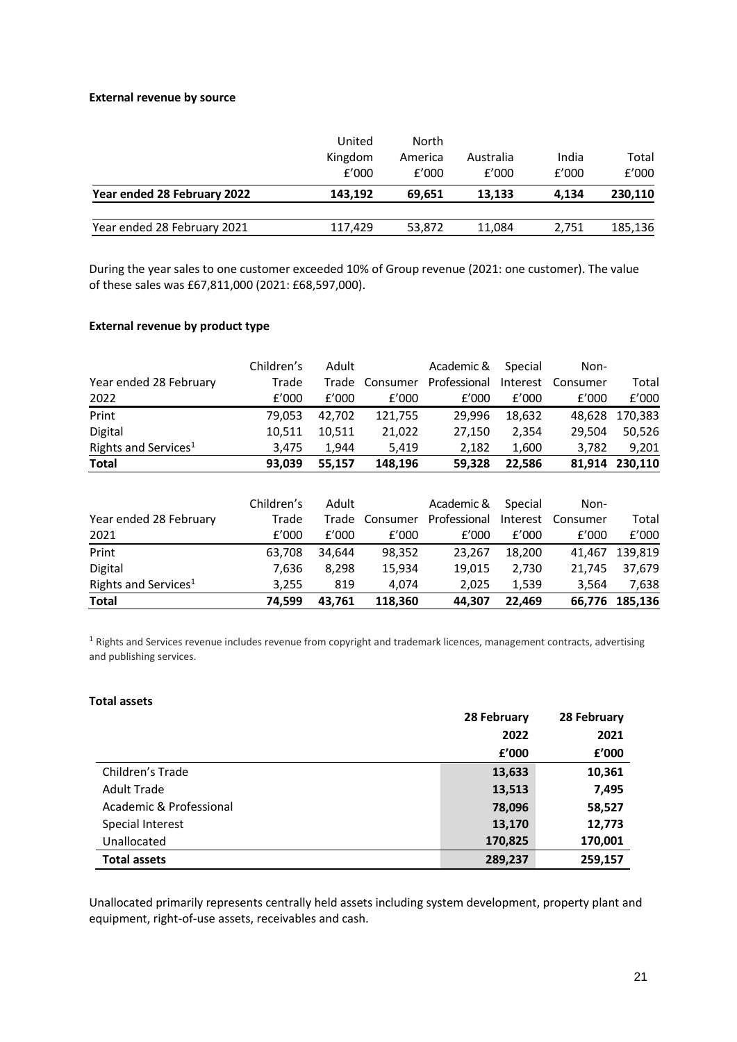**External revenue by source**

| | United Kingdom £'000 | North America £'000 | Australia £'000 | India £'000 | Total £'000 |
|---|---|---|---|---|---|
| **Year ended 28 February 2022** | **143,192** | **69,651** | **13,133** | **4,134** | **230,110** |
| Year ended 28 February 2021 | 117,429 | 53,872 | 11,084 | 2,751 | 185,136 |

During the year sales to one customer exceeded 10% of Group revenue (2021: one customer). The value of these sales was £67,811,000 (2021: £68,597,000).

**External revenue by product type**

| Year ended 28 February 2022 | Children's Trade £'000 | Adult Trade £'000 | Consumer £'000 | Academic & Professional £'000 | Special Interest £'000 | Non-Consumer £'000 | Total £'000 |
|---|---|---|---|---|---|---|---|
| Print | 79,053 | 42,702 | 121,755 | 29,996 | 18,632 | 48,628 | 170,383 |
| Digital | 10,511 | 10,511 | 21,022 | 27,150 | 2,354 | 29,504 | 50,526 |
| Rights and Services[1] | 3,475 | 1,944 | 5,419 | 2,182 | 1,600 | 3,782 | 9,201 |
| **Total** | **93,039** | **55,157** | **148,196** | **59,328** | **22,586** | **81,914** | **230,110** |

| Year ended 28 February 2021 | Children's Trade £'000 | Adult Trade £'000 | Consumer £'000 | Academic & Professional £'000 | Special Interest £'000 | Non-Consumer £'000 | Total £'000 |
|---|---|---|---|---|---|---|---|
| Print | 63,708 | 34,644 | 98,352 | 23,267 | 18,200 | 41,467 | 139,819 |
| Digital | 7,636 | 8,298 | 15,934 | 19,015 | 2,730 | 21,745 | 37,679 |
| Rights and Services[1] | 3,255 | 819 | 4,074 | 2,025 | 1,539 | 3,564 | 7,638 |
| **Total** | **74,599** | **43,761** | **118,360** | **44,307** | **22,469** | **66,776** | **185,136** |

[1] Rights and Services revenue includes revenue from copyright and trademark licences, management contracts, advertising and publishing services.

**Total assets**

| | **28 February 2022 £'000** | **28 February 2021 £'000** |
|---|---|---|
| Children's Trade | **13,633** | **10,361** |
| Adult Trade | **13,513** | **7,495** |
| Academic & Professional | **78,096** | **58,527** |
| Special Interest | **13,170** | **12,773** |
| Unallocated | **170,825** | **170,001** |
| **Total assets** | **289,237** | **259,157** |

Unallocated primarily represents centrally held assets including system development, property plant and equipment, right-of-use assets, receivables and cash.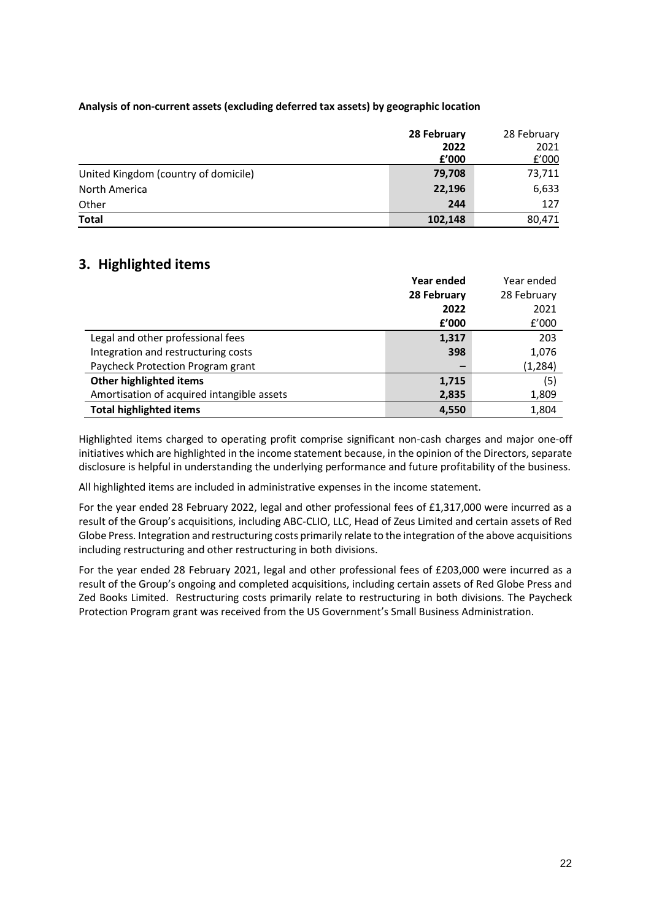**Analysis of non-current assets (excluding deferred tax assets) by geographic location**

| | **28 February 2022 £'000** | 28 February 2021 £'000 |
|---|---|---|
| United Kingdom (country of domicile) | **79,708** | 73,711 |
| North America | **22,196** | 6,633 |
| Other | **244** | 127 |
| **Total** | **102,148** | 80,471 |

## 3. Highlighted items

| | **Year ended 28 February 2022 £'000** | Year ended 28 February 2021 £'000 |
|---|---|---|
| Legal and other professional fees | **1,317** | 203 |
| Integration and restructuring costs | **398** | 1,076 |
| Paycheck Protection Program grant | **–** | (1,284) |
| **Other highlighted items** | **1,715** | (5) |
| Amortisation of acquired intangible assets | **2,835** | 1,809 |
| **Total highlighted items** | **4,550** | 1,804 |

Highlighted items charged to operating profit comprise significant non-cash charges and major one-off initiatives which are highlighted in the income statement because, in the opinion of the Directors, separate disclosure is helpful in understanding the underlying performance and future profitability of the business.

All highlighted items are included in administrative expenses in the income statement.

For the year ended 28 February 2022, legal and other professional fees of £1,317,000 were incurred as a result of the Group's acquisitions, including ABC-CLIO, LLC, Head of Zeus Limited and certain assets of Red Globe Press. Integration and restructuring costs primarily relate to the integration of the above acquisitions including restructuring and other restructuring in both divisions.

For the year ended 28 February 2021, legal and other professional fees of £203,000 were incurred as a result of the Group's ongoing and completed acquisitions, including certain assets of Red Globe Press and Zed Books Limited. Restructuring costs primarily relate to restructuring in both divisions. The Paycheck Protection Program grant was received from the US Government's Small Business Administration.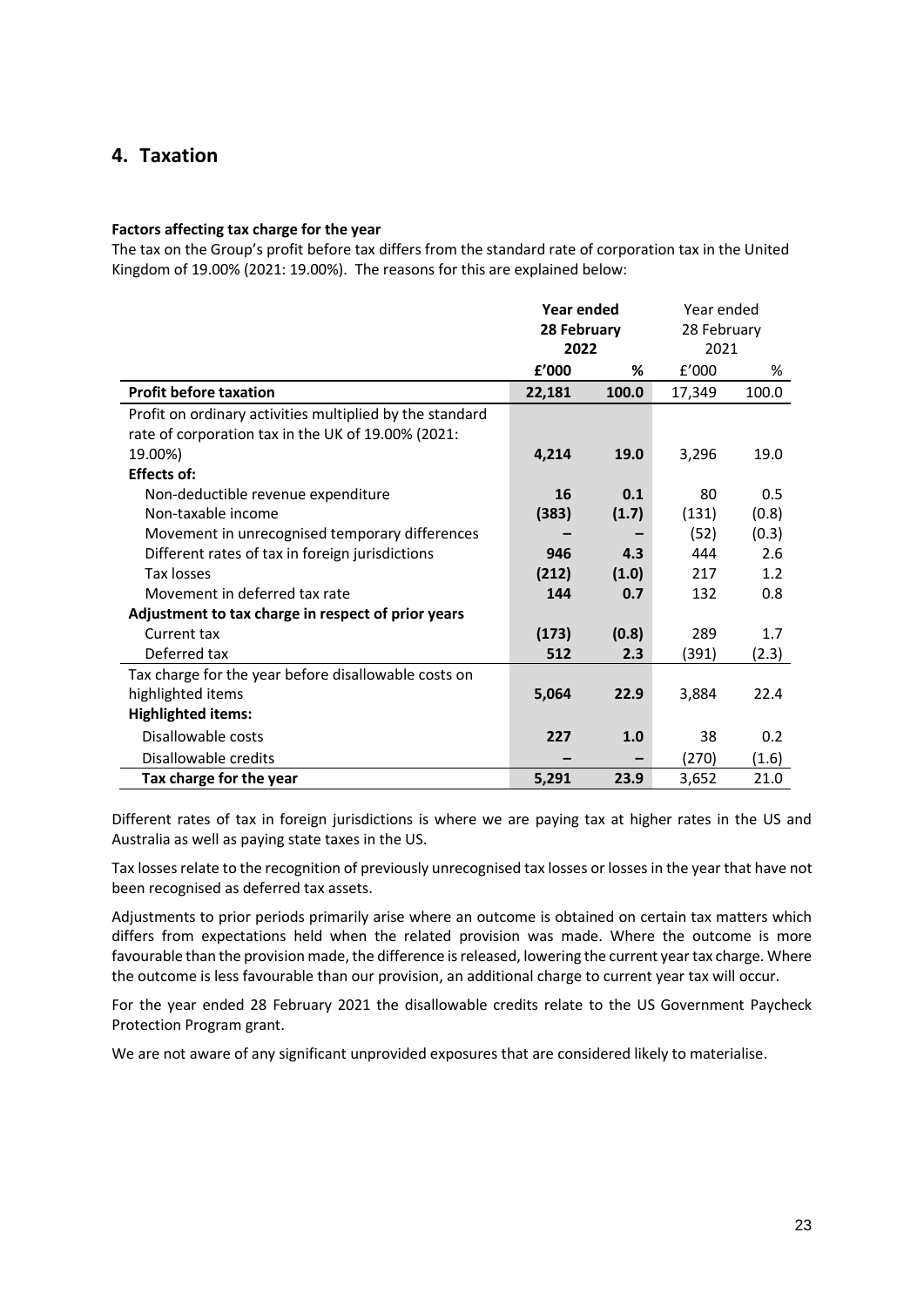## 4. Taxation

**Factors affecting tax charge for the year**

The tax on the Group's profit before tax differs from the standard rate of corporation tax in the United Kingdom of 19.00% (2021: 19.00%). The reasons for this are explained below:

| | **Year ended 28 February 2022** | | Year ended 28 February 2021 | |
|---|---|---|---|---|
| | **£'000** | **%** | £'000 | % |
| **Profit before taxation** | **22,181** | **100.0** | 17,349 | 100.0 |
| Profit on ordinary activities multiplied by the standard rate of corporation tax in the UK of 19.00% (2021: 19.00%) | **4,214** | **19.0** | 3,296 | 19.0 |
| **Effects of:** | | | | |
| Non-deductible revenue expenditure | **16** | **0.1** | 80 | 0.5 |
| Non-taxable income | **(383)** | **(1.7)** | (131) | (0.8) |
| Movement in unrecognised temporary differences | **–** | **–** | (52) | (0.3) |
| Different rates of tax in foreign jurisdictions | **946** | **4.3** | 444 | 2.6 |
| Tax losses | **(212)** | **(1.0)** | 217 | 1.2 |
| Movement in deferred tax rate | **144** | **0.7** | 132 | 0.8 |
| **Adjustment to tax charge in respect of prior years** | | | | |
| Current tax | **(173)** | **(0.8)** | 289 | 1.7 |
| Deferred tax | **512** | **2.3** | (391) | (2.3) |
| Tax charge for the year before disallowable costs on highlighted items | **5,064** | **22.9** | 3,884 | 22.4 |
| **Highlighted items:** | | | | |
| Disallowable costs | **227** | **1.0** | 38 | 0.2 |
| Disallowable credits | **–** | **–** | (270) | (1.6) |
| **Tax charge for the year** | **5,291** | **23.9** | 3,652 | 21.0 |

Different rates of tax in foreign jurisdictions is where we are paying tax at higher rates in the US and Australia as well as paying state taxes in the US.

Tax losses relate to the recognition of previously unrecognised tax losses or losses in the year that have not been recognised as deferred tax assets.

Adjustments to prior periods primarily arise where an outcome is obtained on certain tax matters which differs from expectations held when the related provision was made. Where the outcome is more favourable than the provision made, the difference is released, lowering the current year tax charge. Where the outcome is less favourable than our provision, an additional charge to current year tax will occur.

For the year ended 28 February 2021 the disallowable credits relate to the US Government Paycheck Protection Program grant.

We are not aware of any significant unprovided exposures that are considered likely to materialise.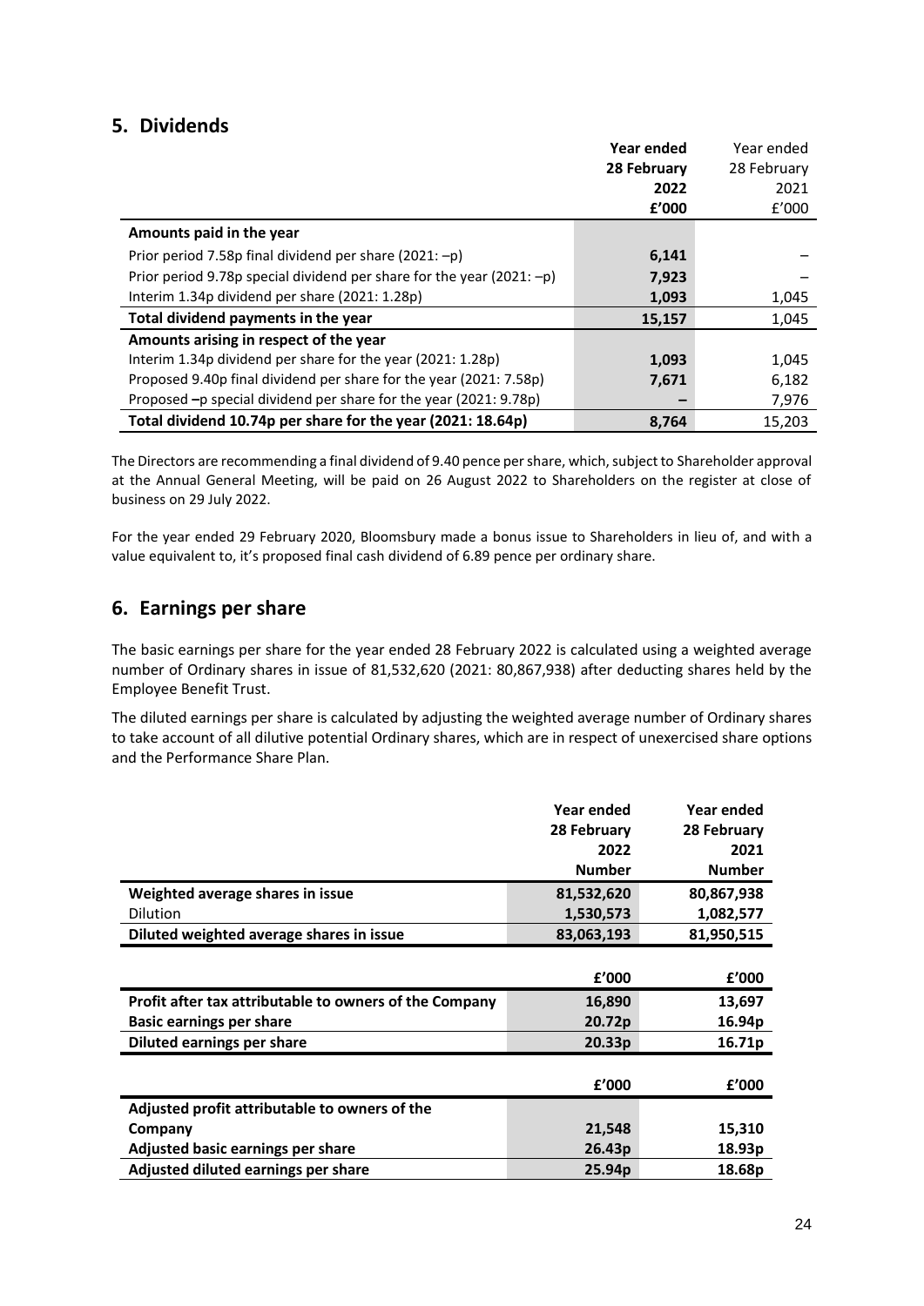## 5. Dividends

| | Year ended 28 February 2022 £'000 | Year ended 28 February 2021 £'000 |
|---|---|---|
| **Amounts paid in the year** | | |
| Prior period 7.58p final dividend per share (2021: –p) | **6,141** | – |
| Prior period 9.78p special dividend per share for the year (2021: –p) | **7,923** | – |
| Interim 1.34p dividend per share (2021: 1.28p) | **1,093** | 1,045 |
| **Total dividend payments in the year** | **15,157** | 1,045 |
| **Amounts arising in respect of the year** | | |
| Interim 1.34p dividend per share for the year (2021: 1.28p) | **1,093** | 1,045 |
| Proposed 9.40p final dividend per share for the year (2021: 7.58p) | **7,671** | 6,182 |
| Proposed –p special dividend per share for the year (2021: 9.78p) | **–** | 7,976 |
| **Total dividend 10.74p per share for the year (2021: 18.64p)** | **8,764** | 15,203 |

The Directors are recommending a final dividend of 9.40 pence per share, which, subject to Shareholder approval at the Annual General Meeting, will be paid on 26 August 2022 to Shareholders on the register at close of business on 29 July 2022.

For the year ended 29 February 2020, Bloomsbury made a bonus issue to Shareholders in lieu of, and with a value equivalent to, it's proposed final cash dividend of 6.89 pence per ordinary share.

## 6. Earnings per share

The basic earnings per share for the year ended 28 February 2022 is calculated using a weighted average number of Ordinary shares in issue of 81,532,620 (2021: 80,867,938) after deducting shares held by the Employee Benefit Trust.

The diluted earnings per share is calculated by adjusting the weighted average number of Ordinary shares to take account of all dilutive potential Ordinary shares, which are in respect of unexercised share options and the Performance Share Plan.

| | Year ended 28 February 2022 Number | Year ended 28 February 2021 Number |
|---|---|---|
| **Weighted average shares in issue** | **81,532,620** | **80,867,938** |
| Dilution | **1,530,573** | **1,082,577** |
| **Diluted weighted average shares in issue** | **83,063,193** | **81,950,515** |

| | £'000 | £'000 |
|---|---|---|
| **Profit after tax attributable to owners of the Company** | **16,890** | **13,697** |
| **Basic earnings per share** | **20.72p** | **16.94p** |
| **Diluted earnings per share** | **20.33p** | **16.71p** |

| | £'000 | £'000 |
|---|---|---|
| **Adjusted profit attributable to owners of the Company** | **21,548** | **15,310** |
| **Adjusted basic earnings per share** | **26.43p** | **18.93p** |
| **Adjusted diluted earnings per share** | **25.94p** | **18.68p** |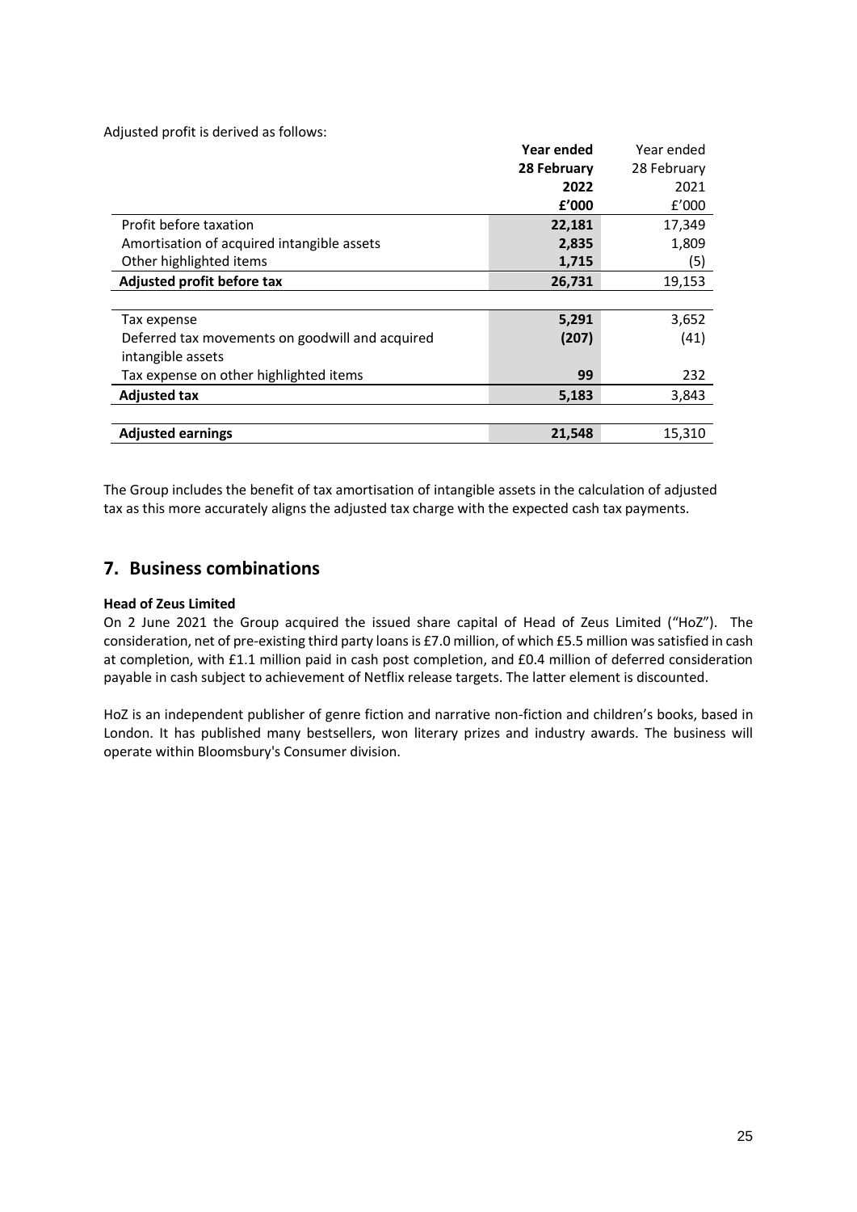Adjusted profit is derived as follows:

| | **Year ended 28 February 2022 £'000** | Year ended 28 February 2021 £'000 |
|---|---|---|
| Profit before taxation | **22,181** | 17,349 |
| Amortisation of acquired intangible assets | **2,835** | 1,809 |
| Other highlighted items | **1,715** | (5) |
| **Adjusted profit before tax** | **26,731** | 19,153 |
| | | |
| Tax expense | **5,291** | 3,652 |
| Deferred tax movements on goodwill and acquired intangible assets | **(207)** | (41) |
| Tax expense on other highlighted items | **99** | 232 |
| **Adjusted tax** | **5,183** | 3,843 |
| | | |
| **Adjusted earnings** | **21,548** | 15,310 |

The Group includes the benefit of tax amortisation of intangible assets in the calculation of adjusted tax as this more accurately aligns the adjusted tax charge with the expected cash tax payments.

## 7. Business combinations

**Head of Zeus Limited**

On 2 June 2021 the Group acquired the issued share capital of Head of Zeus Limited ("HoZ"). The consideration, net of pre-existing third party loans is £7.0 million, of which £5.5 million was satisfied in cash at completion, with £1.1 million paid in cash post completion, and £0.4 million of deferred consideration payable in cash subject to achievement of Netflix release targets. The latter element is discounted.

HoZ is an independent publisher of genre fiction and narrative non-fiction and children's books, based in London. It has published many bestsellers, won literary prizes and industry awards. The business will operate within Bloomsbury's Consumer division.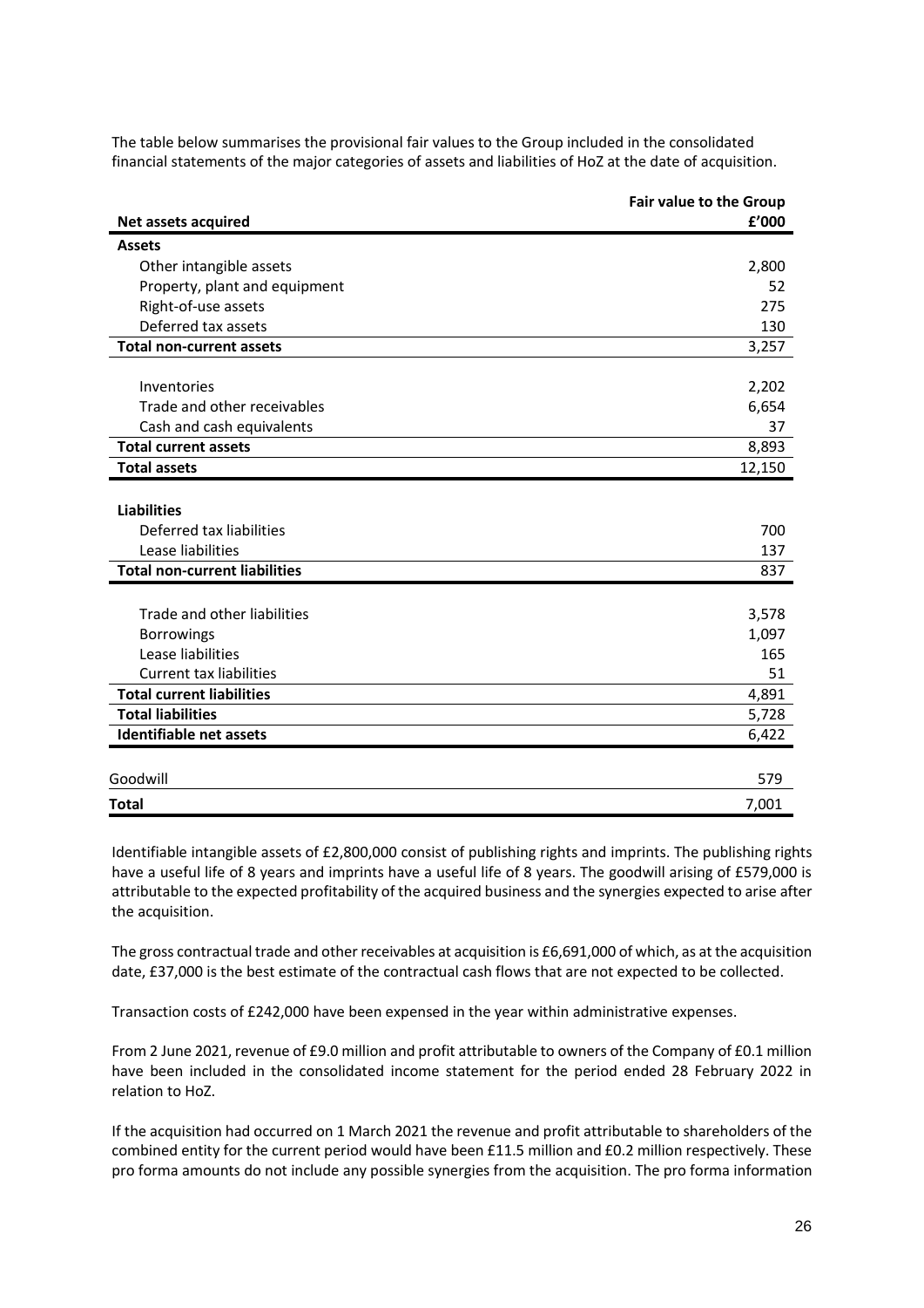The table below summarises the provisional fair values to the Group included in the consolidated financial statements of the major categories of assets and liabilities of HoZ at the date of acquisition.

| Net assets acquired | Fair value to the Group £'000 |
|---|---|
| **Assets** | |
| Other intangible assets | 2,800 |
| Property, plant and equipment | 52 |
| Right-of-use assets | 275 |
| Deferred tax assets | 130 |
| **Total non-current assets** | 3,257 |
| | |
| Inventories | 2,202 |
| Trade and other receivables | 6,654 |
| Cash and cash equivalents | 37 |
| **Total current assets** | 8,893 |
| **Total assets** | 12,150 |
| | |
| **Liabilities** | |
| Deferred tax liabilities | 700 |
| Lease liabilities | 137 |
| **Total non-current liabilities** | 837 |
| | |
| Trade and other liabilities | 3,578 |
| Borrowings | 1,097 |
| Lease liabilities | 165 |
| Current tax liabilities | 51 |
| **Total current liabilities** | 4,891 |
| **Total liabilities** | 5,728 |
| **Identifiable net assets** | 6,422 |
| | |
| Goodwill | 579 |
| **Total** | 7,001 |

Identifiable intangible assets of £2,800,000 consist of publishing rights and imprints. The publishing rights have a useful life of 8 years and imprints have a useful life of 8 years. The goodwill arising of £579,000 is attributable to the expected profitability of the acquired business and the synergies expected to arise after the acquisition.

The gross contractual trade and other receivables at acquisition is £6,691,000 of which, as at the acquisition date, £37,000 is the best estimate of the contractual cash flows that are not expected to be collected.

Transaction costs of £242,000 have been expensed in the year within administrative expenses.

From 2 June 2021, revenue of £9.0 million and profit attributable to owners of the Company of £0.1 million have been included in the consolidated income statement for the period ended 28 February 2022 in relation to HoZ.

If the acquisition had occurred on 1 March 2021 the revenue and profit attributable to shareholders of the combined entity for the current period would have been £11.5 million and £0.2 million respectively. These pro forma amounts do not include any possible synergies from the acquisition. The pro forma information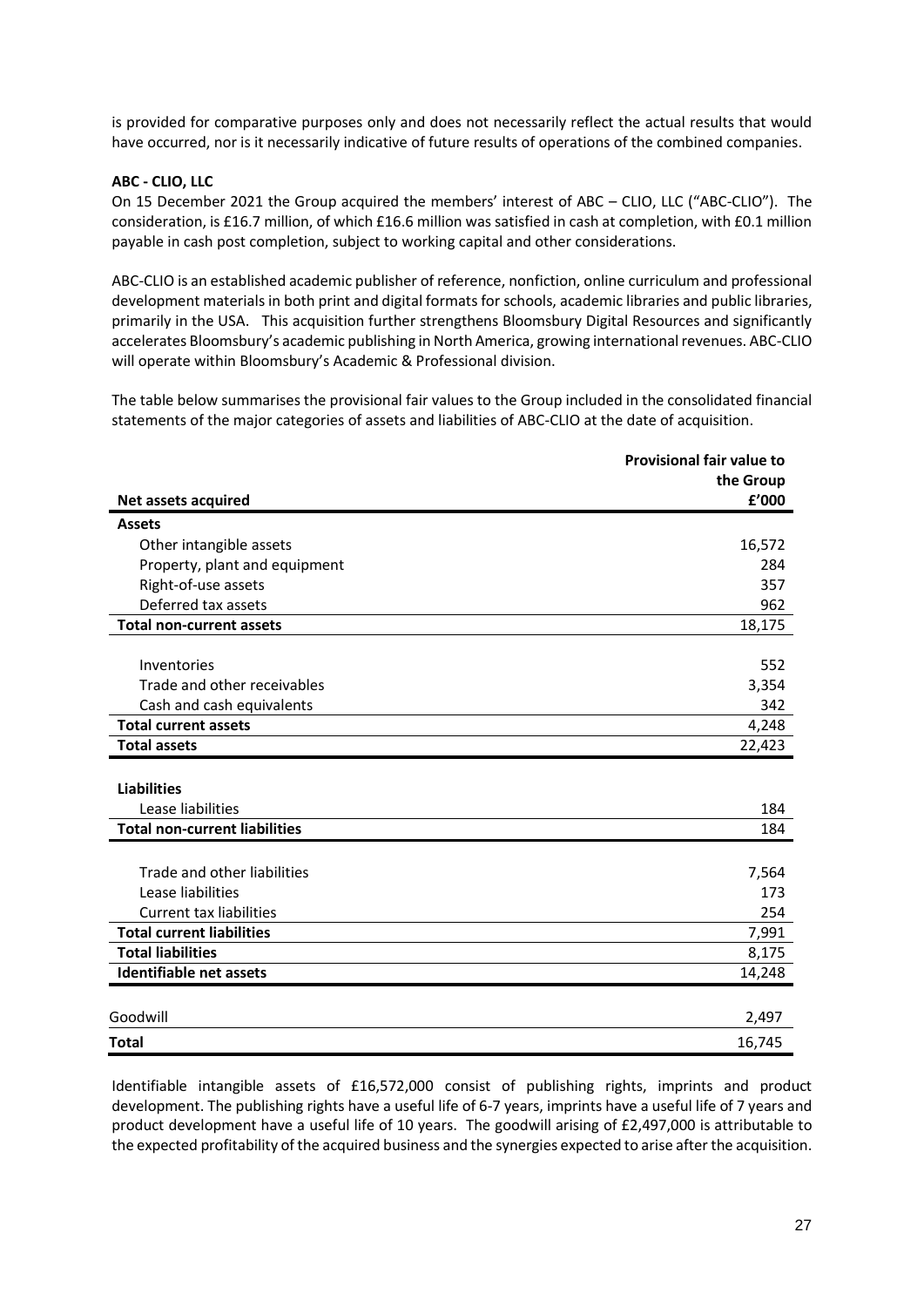is provided for comparative purposes only and does not necessarily reflect the actual results that would have occurred, nor is it necessarily indicative of future results of operations of the combined companies.

**ABC - CLIO, LLC**

On 15 December 2021 the Group acquired the members' interest of ABC – CLIO, LLC ("ABC-CLIO"). The consideration, is £16.7 million, of which £16.6 million was satisfied in cash at completion, with £0.1 million payable in cash post completion, subject to working capital and other considerations.

ABC-CLIO is an established academic publisher of reference, nonfiction, online curriculum and professional development materials in both print and digital formats for schools, academic libraries and public libraries, primarily in the USA. This acquisition further strengthens Bloomsbury Digital Resources and significantly accelerates Bloomsbury's academic publishing in North America, growing international revenues. ABC-CLIO will operate within Bloomsbury's Academic & Professional division.

The table below summarises the provisional fair values to the Group included in the consolidated financial statements of the major categories of assets and liabilities of ABC-CLIO at the date of acquisition.

| **Net assets acquired** | **Provisional fair value to the Group £'000** |
|---|---|
| **Assets** | |
| Other intangible assets | 16,572 |
| Property, plant and equipment | 284 |
| Right-of-use assets | 357 |
| Deferred tax assets | 962 |
| **Total non-current assets** | 18,175 |
| Inventories | 552 |
| Trade and other receivables | 3,354 |
| Cash and cash equivalents | 342 |
| **Total current assets** | 4,248 |
| **Total assets** | 22,423 |
| **Liabilities** | |
| Lease liabilities | 184 |
| **Total non-current liabilities** | 184 |
| Trade and other liabilities | 7,564 |
| Lease liabilities | 173 |
| Current tax liabilities | 254 |
| **Total current liabilities** | 7,991 |
| **Total liabilities** | 8,175 |
| **Identifiable net assets** | 14,248 |
| Goodwill | 2,497 |
| **Total** | 16,745 |

Identifiable intangible assets of £16,572,000 consist of publishing rights, imprints and product development. The publishing rights have a useful life of 6-7 years, imprints have a useful life of 7 years and product development have a useful life of 10 years. The goodwill arising of £2,497,000 is attributable to the expected profitability of the acquired business and the synergies expected to arise after the acquisition.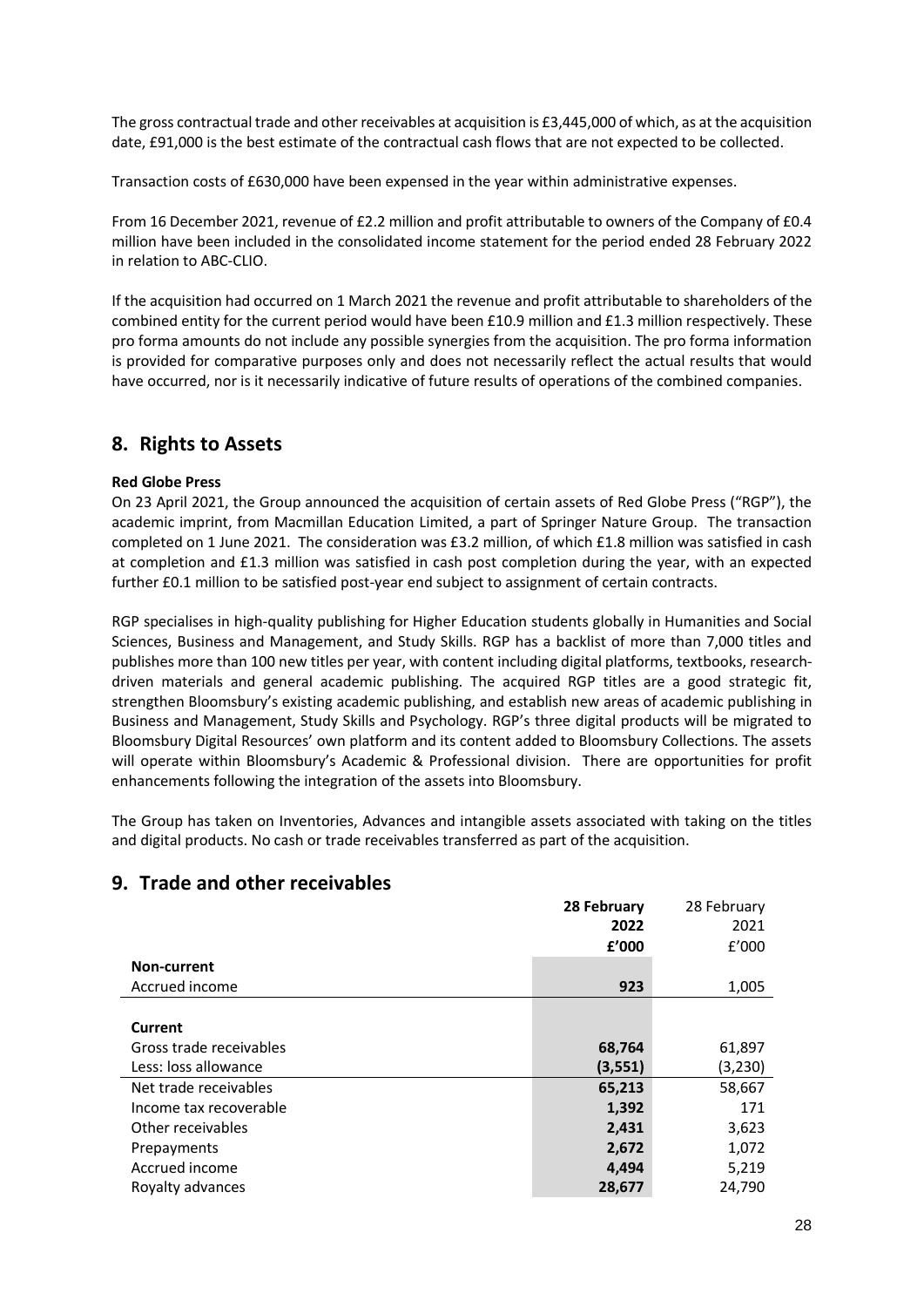The gross contractual trade and other receivables at acquisition is £3,445,000 of which, as at the acquisition date, £91,000 is the best estimate of the contractual cash flows that are not expected to be collected.

Transaction costs of £630,000 have been expensed in the year within administrative expenses.

From 16 December 2021, revenue of £2.2 million and profit attributable to owners of the Company of £0.4 million have been included in the consolidated income statement for the period ended 28 February 2022 in relation to ABC-CLIO.

If the acquisition had occurred on 1 March 2021 the revenue and profit attributable to shareholders of the combined entity for the current period would have been £10.9 million and £1.3 million respectively. These pro forma amounts do not include any possible synergies from the acquisition. The pro forma information is provided for comparative purposes only and does not necessarily reflect the actual results that would have occurred, nor is it necessarily indicative of future results of operations of the combined companies.

## 8. Rights to Assets

**Red Globe Press**

On 23 April 2021, the Group announced the acquisition of certain assets of Red Globe Press ("RGP"), the academic imprint, from Macmillan Education Limited, a part of Springer Nature Group. The transaction completed on 1 June 2021. The consideration was £3.2 million, of which £1.8 million was satisfied in cash at completion and £1.3 million was satisfied in cash post completion during the year, with an expected further £0.1 million to be satisfied post-year end subject to assignment of certain contracts.

RGP specialises in high-quality publishing for Higher Education students globally in Humanities and Social Sciences, Business and Management, and Study Skills. RGP has a backlist of more than 7,000 titles and publishes more than 100 new titles per year, with content including digital platforms, textbooks, research-driven materials and general academic publishing. The acquired RGP titles are a good strategic fit, strengthen Bloomsbury's existing academic publishing, and establish new areas of academic publishing in Business and Management, Study Skills and Psychology. RGP's three digital products will be migrated to Bloomsbury Digital Resources' own platform and its content added to Bloomsbury Collections. The assets will operate within Bloomsbury's Academic & Professional division. There are opportunities for profit enhancements following the integration of the assets into Bloomsbury.

The Group has taken on Inventories, Advances and intangible assets associated with taking on the titles and digital products. No cash or trade receivables transferred as part of the acquisition.

## 9. Trade and other receivables

| | **28 February 2022 £'000** | 28 February 2021 £'000 |
|---|---|---|
| **Non-current** | | |
| Accrued income | **923** | 1,005 |
| | | |
| **Current** | | |
| Gross trade receivables | **68,764** | 61,897 |
| Less: loss allowance | **(3,551)** | (3,230) |
| Net trade receivables | **65,213** | 58,667 |
| Income tax recoverable | **1,392** | 171 |
| Other receivables | **2,431** | 3,623 |
| Prepayments | **2,672** | 1,072 |
| Accrued income | **4,494** | 5,219 |
| Royalty advances | **28,677** | 24,790 |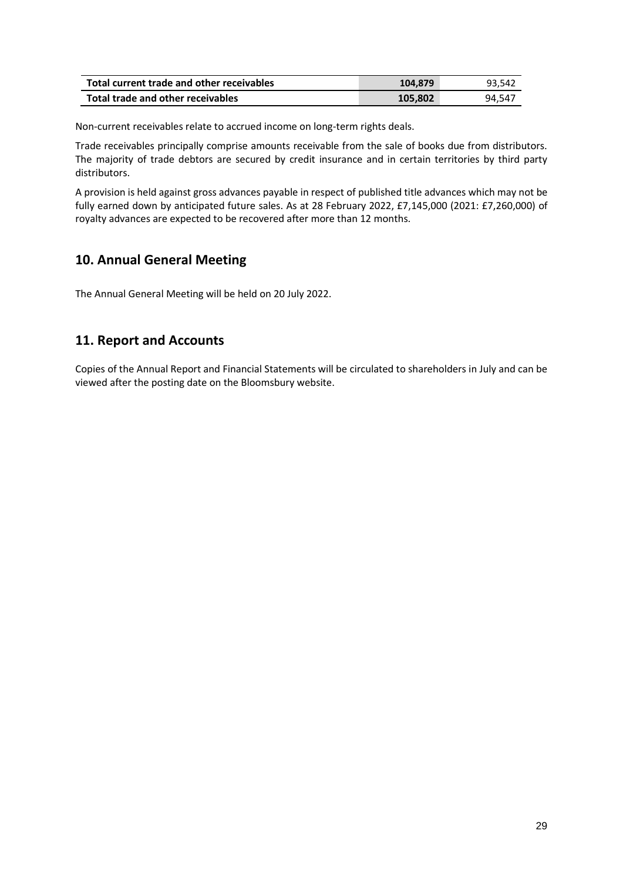| | | |
|---|---|---|
| **Total current trade and other receivables** | **104,879** | 93,542 |
| **Total trade and other receivables** | **105,802** | 94,547 |

Non-current receivables relate to accrued income on long-term rights deals.

Trade receivables principally comprise amounts receivable from the sale of books due from distributors. The majority of trade debtors are secured by credit insurance and in certain territories by third party distributors.

A provision is held against gross advances payable in respect of published title advances which may not be fully earned down by anticipated future sales. As at 28 February 2022, £7,145,000 (2021: £7,260,000) of royalty advances are expected to be recovered after more than 12 months.

## 10. Annual General Meeting

The Annual General Meeting will be held on 20 July 2022.

## 11. Report and Accounts

Copies of the Annual Report and Financial Statements will be circulated to shareholders in July and can be viewed after the posting date on the Bloomsbury website.